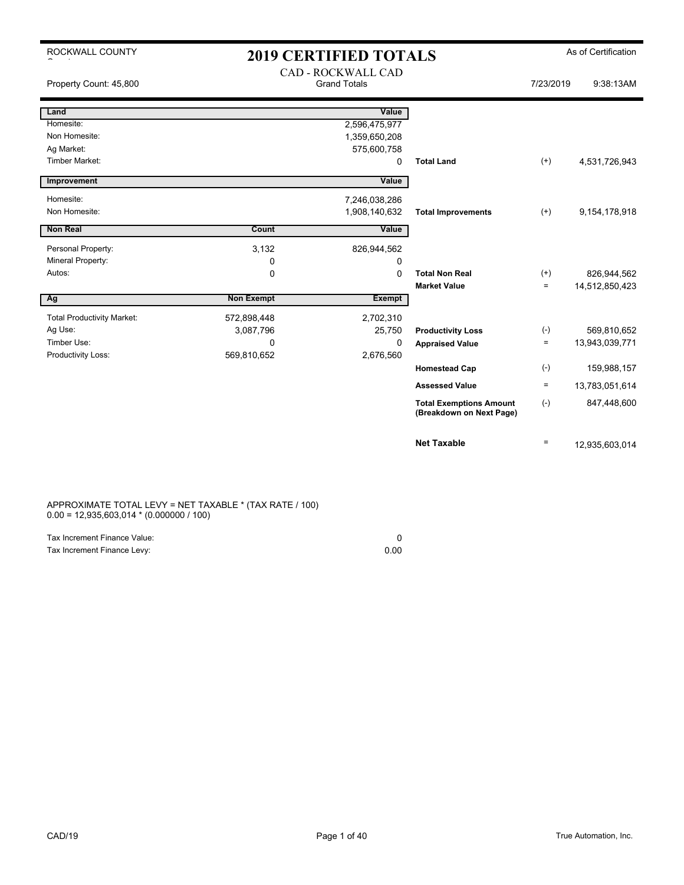ROCKWALL COUNTY

# 2019 CERTIFIED TOTALS

As of Certification

Property Count: 45,800

CAD - ROCKWALL CAD
Grand Totals

7/23/2019 9:38:13AM

| Land | | Value | | | |
|---|---|---|---|---|---|
| Homesite: | | 2,596,475,977 | | | |
| Non Homesite: | | 1,359,650,208 | | | |
| Ag Market: | | 575,600,758 | | | |
| Timber Market: | | 0 | **Total Land** | (+) | 4,531,726,943 |
| **Improvement** | | **Value** | | | |
| Homesite: | | 7,246,038,286 | | | |
| Non Homesite: | | 1,908,140,632 | **Total Improvements** | (+) | 9,154,178,918 |
| **Non Real** | **Count** | **Value** | | | |
| Personal Property: | 3,132 | 826,944,562 | | | |
| Mineral Property: | 0 | 0 | | | |
| Autos: | 0 | 0 | **Total Non Real** | (+) | 826,944,562 |
| | | | **Market Value** | = | 14,512,850,423 |
| **Ag** | **Non Exempt** | **Exempt** | | | |
| Total Productivity Market: | 572,898,448 | 2,702,310 | | | |
| Ag Use: | 3,087,796 | 25,750 | **Productivity Loss** | (-) | 569,810,652 |
| Timber Use: | 0 | 0 | **Appraised Value** | = | 13,943,039,771 |
| Productivity Loss: | 569,810,652 | 2,676,560 | | | |
| | | | **Homestead Cap** | (-) | 159,988,157 |
| | | | **Assessed Value** | = | 13,783,051,614 |
| | | | **Total Exemptions Amount (Breakdown on Next Page)** | (-) | 847,448,600 |
| | | | **Net Taxable** | = | 12,935,603,014 |

APPROXIMATE TOTAL LEVY = NET TAXABLE * (TAX RATE / 100)
0.00 = 12,935,603,014 * (0.000000 / 100)

| | |
|---|---|
| Tax Increment Finance Value: | 0 |
| Tax Increment Finance Levy: | 0.00 |

CAD/19

True Automation, Inc.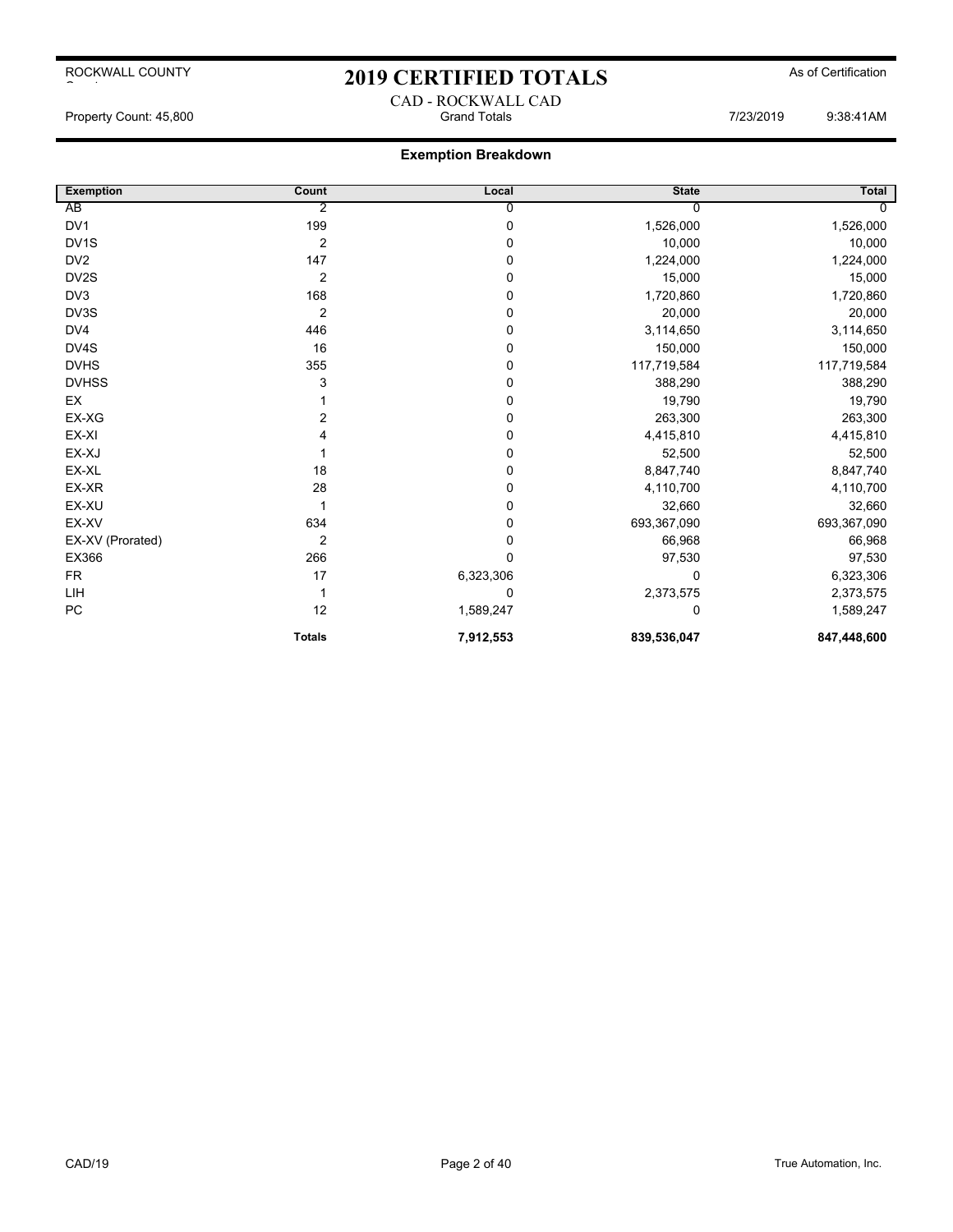ROCKWALL COUNTY

# 2019 CERTIFIED TOTALS

As of Certification

CAD - ROCKWALL CAD

Property Count: 45,800 — Grand Totals — 7/23/2019 9:38:41AM

## Exemption Breakdown

| Exemption | Count | Local | State | Total |
|---|---|---|---|---|
| AB | 2 | 0 | 0 | 0 |
| DV1 | 199 | 0 | 1,526,000 | 1,526,000 |
| DV1S | 2 | 0 | 10,000 | 10,000 |
| DV2 | 147 | 0 | 1,224,000 | 1,224,000 |
| DV2S | 2 | 0 | 15,000 | 15,000 |
| DV3 | 168 | 0 | 1,720,860 | 1,720,860 |
| DV3S | 2 | 0 | 20,000 | 20,000 |
| DV4 | 446 | 0 | 3,114,650 | 3,114,650 |
| DV4S | 16 | 0 | 150,000 | 150,000 |
| DVHS | 355 | 0 | 117,719,584 | 117,719,584 |
| DVHSS | 3 | 0 | 388,290 | 388,290 |
| EX | 1 | 0 | 19,790 | 19,790 |
| EX-XG | 2 | 0 | 263,300 | 263,300 |
| EX-XI | 4 | 0 | 4,415,810 | 4,415,810 |
| EX-XJ | 1 | 0 | 52,500 | 52,500 |
| EX-XL | 18 | 0 | 8,847,740 | 8,847,740 |
| EX-XR | 28 | 0 | 4,110,700 | 4,110,700 |
| EX-XU | 1 | 0 | 32,660 | 32,660 |
| EX-XV | 634 | 0 | 693,367,090 | 693,367,090 |
| EX-XV (Prorated) | 2 | 0 | 66,968 | 66,968 |
| EX366 | 266 | 0 | 97,530 | 97,530 |
| FR | 17 | 6,323,306 | 0 | 6,323,306 |
| LIH | 1 | 0 | 2,373,575 | 2,373,575 |
| PC | 12 | 1,589,247 | 0 | 1,589,247 |
| | **Totals** | **7,912,553** | **839,536,047** | **847,448,600** |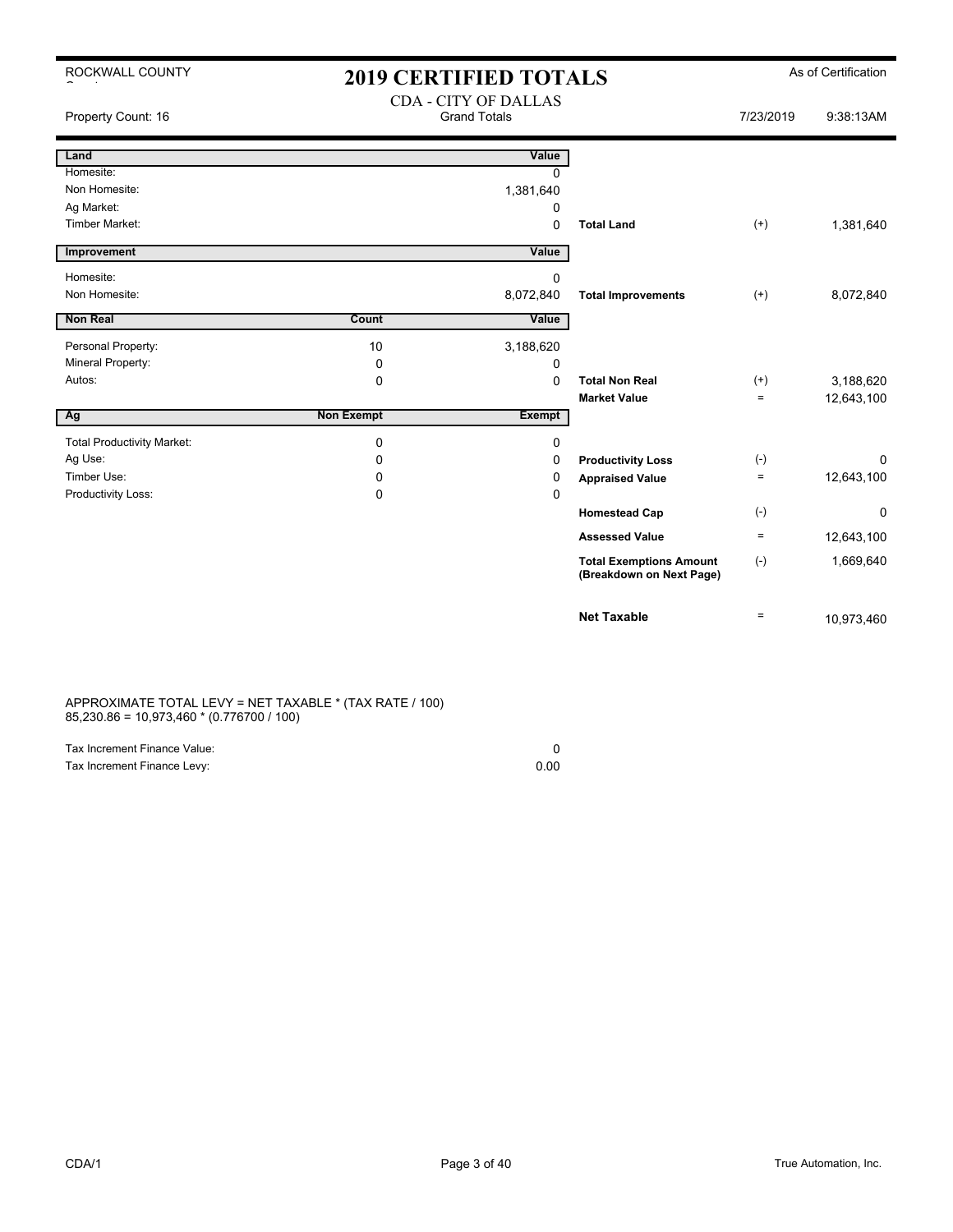ROCKWALL COUNTY

# 2019 CERTIFIED TOTALS

As of Certification

Property Count: 16

CDA - CITY OF DALLAS
Grand Totals

7/23/2019 9:38:13AM

| Land | | Value | | | |
|---|---|---|---|---|---|
| Homesite: | | 0 | | | |
| Non Homesite: | | 1,381,640 | | | |
| Ag Market: | | 0 | | | |
| Timber Market: | | 0 | **Total Land** | (+) | 1,381,640 |

| Improvement | | Value | | | |
|---|---|---|---|---|---|
| Homesite: | | 0 | | | |
| Non Homesite: | | 8,072,840 | **Total Improvements** | (+) | 8,072,840 |

| Non Real | Count | Value | | | |
|---|---|---|---|---|---|
| Personal Property: | 10 | 3,188,620 | | | |
| Mineral Property: | 0 | 0 | | | |
| Autos: | 0 | 0 | **Total Non Real** | (+) | 3,188,620 |
| | | | **Market Value** | = | 12,643,100 |

| Ag | Non Exempt | Exempt | | | |
|---|---|---|---|---|---|
| Total Productivity Market: | 0 | 0 | | | |
| Ag Use: | 0 | 0 | **Productivity Loss** | (-) | 0 |
| Timber Use: | 0 | 0 | **Appraised Value** | = | 12,643,100 |
| Productivity Loss: | 0 | 0 | | | |
| | | | **Homestead Cap** | (-) | 0 |
| | | | **Assessed Value** | = | 12,643,100 |
| | | | **Total Exemptions Amount (Breakdown on Next Page)** | (-) | 1,669,640 |
| | | | **Net Taxable** | = | 10,973,460 |

APPROXIMATE TOTAL LEVY = NET TAXABLE * (TAX RATE / 100)
85,230.86 = 10,973,460 * (0.776700 / 100)

| | |
|---|---|
| Tax Increment Finance Value: | 0 |
| Tax Increment Finance Levy: | 0.00 |

CDA/1

True Automation, Inc.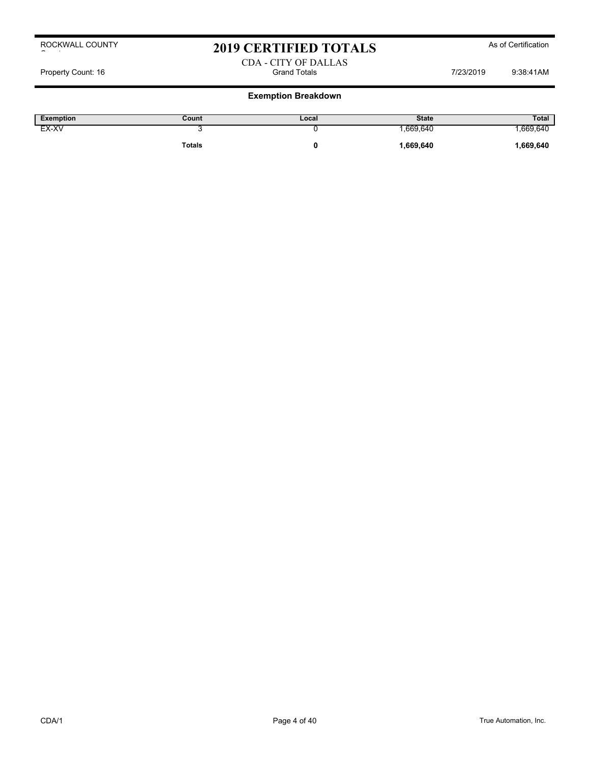# 2019 CERTIFIED TOTALS

ROCKWALL COUNTY

As of Certification

CDA - CITY OF DALLAS

Property Count: 16 | Grand Totals | 7/23/2019 | 9:38:41AM

## Exemption Breakdown

| Exemption | Count | Local | State | Total |
|---|---|---|---|---|
| EX-XV | 3 | 0 | 1,669,640 | 1,669,640 |
| | **Totals** | **0** | **1,669,640** | **1,669,640** |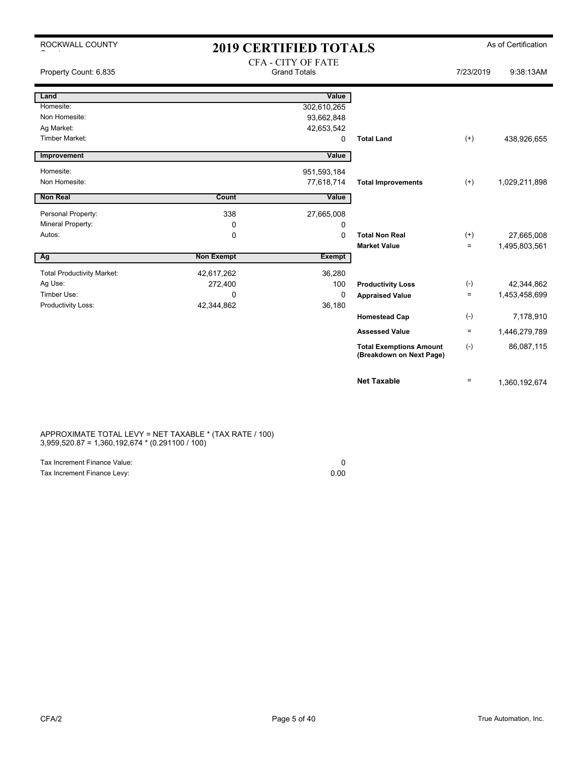ROCKWALL COUNTY

# 2019 CERTIFIED TOTALS

As of Certification

## CFA - CITY OF FATE

Grand Totals

Property Count: 6,835 | 7/23/2019 | 9:38:13AM

| Land | | Value | | | |
|---|---|---|---|---|---|
| Homesite: | | 302,610,265 | | | |
| Non Homesite: | | 93,662,848 | | | |
| Ag Market: | | 42,653,542 | | | |
| Timber Market: | | 0 | **Total Land** | (+) | 438,926,655 |

| Improvement | | Value | | | |
|---|---|---|---|---|---|
| Homesite: | | 951,593,184 | | | |
| Non Homesite: | | 77,618,714 | **Total Improvements** | (+) | 1,029,211,898 |

| Non Real | Count | Value | | | |
|---|---|---|---|---|---|
| Personal Property: | 338 | 27,665,008 | | | |
| Mineral Property: | 0 | 0 | | | |
| Autos: | 0 | 0 | **Total Non Real** | (+) | 27,665,008 |
| | | | **Market Value** | = | 1,495,803,561 |

| Ag | Non Exempt | Exempt | | | |
|---|---|---|---|---|---|
| Total Productivity Market: | 42,617,262 | 36,280 | | | |
| Ag Use: | 272,400 | 100 | **Productivity Loss** | (-) | 42,344,862 |
| Timber Use: | 0 | 0 | **Appraised Value** | = | 1,453,458,699 |
| Productivity Loss: | 42,344,862 | 36,180 | | | |
| | | | **Homestead Cap** | (-) | 7,178,910 |
| | | | **Assessed Value** | = | 1,446,279,789 |
| | | | **Total Exemptions Amount (Breakdown on Next Page)** | (-) | 86,087,115 |
| | | | **Net Taxable** | = | 1,360,192,674 |

APPROXIMATE TOTAL LEVY = NET TAXABLE * (TAX RATE / 100)
3,959,520.87 = 1,360,192,674 * (0.291100 / 100)

| | |
|---|---|
| Tax Increment Finance Value: | 0 |
| Tax Increment Finance Levy: | 0.00 |

CFA/2 | True Automation, Inc.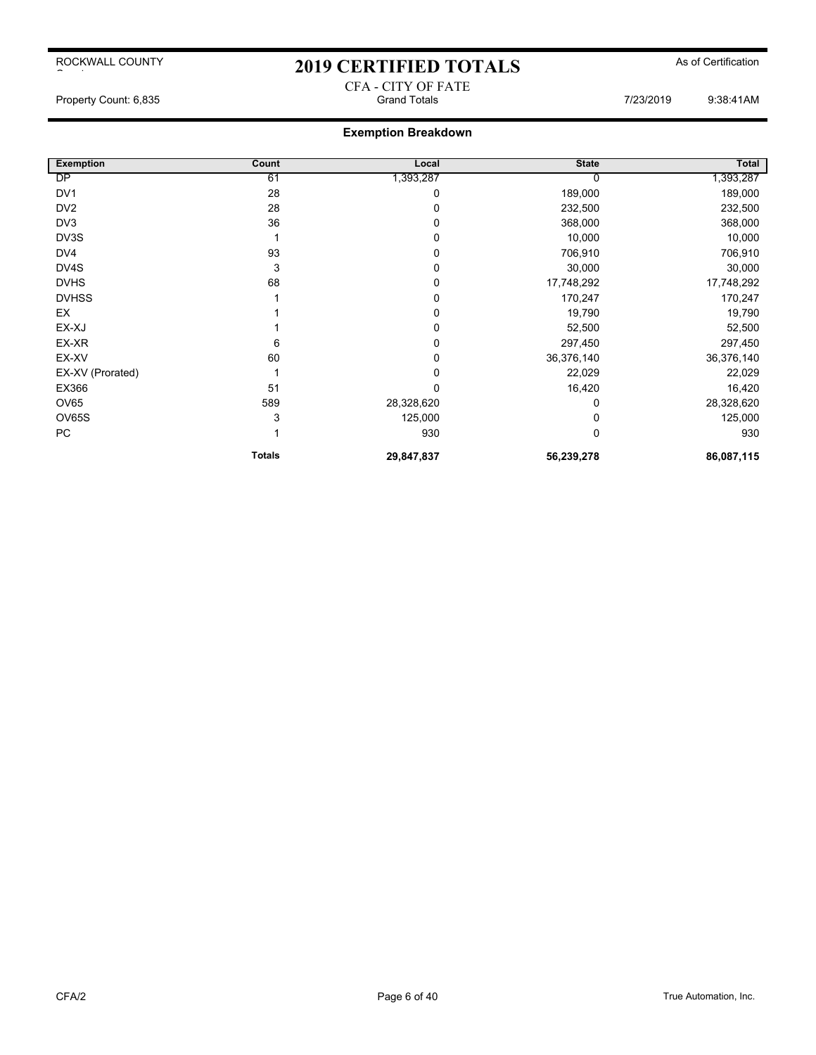ROCKWALL COUNTY

# 2019 CERTIFIED TOTALS

As of Certification

CFA - CITY OF FATE
Grand Totals

Property Count: 6,835

7/23/2019 9:38:41AM

## Exemption Breakdown

| Exemption | Count | Local | State | Total |
|---|---|---|---|---|
| DP | 61 | 1,393,287 | 0 | 1,393,287 |
| DV1 | 28 | 0 | 189,000 | 189,000 |
| DV2 | 28 | 0 | 232,500 | 232,500 |
| DV3 | 36 | 0 | 368,000 | 368,000 |
| DV3S | 1 | 0 | 10,000 | 10,000 |
| DV4 | 93 | 0 | 706,910 | 706,910 |
| DV4S | 3 | 0 | 30,000 | 30,000 |
| DVHS | 68 | 0 | 17,748,292 | 17,748,292 |
| DVHSS | 1 | 0 | 170,247 | 170,247 |
| EX | 1 | 0 | 19,790 | 19,790 |
| EX-XJ | 1 | 0 | 52,500 | 52,500 |
| EX-XR | 6 | 0 | 297,450 | 297,450 |
| EX-XV | 60 | 0 | 36,376,140 | 36,376,140 |
| EX-XV (Prorated) | 1 | 0 | 22,029 | 22,029 |
| EX366 | 51 | 0 | 16,420 | 16,420 |
| OV65 | 589 | 28,328,620 | 0 | 28,328,620 |
| OV65S | 3 | 125,000 | 0 | 125,000 |
| PC | 1 | 930 | 0 | 930 |
| | **Totals** | **29,847,837** | **56,239,278** | **86,087,115** |

CFA/2

True Automation, Inc.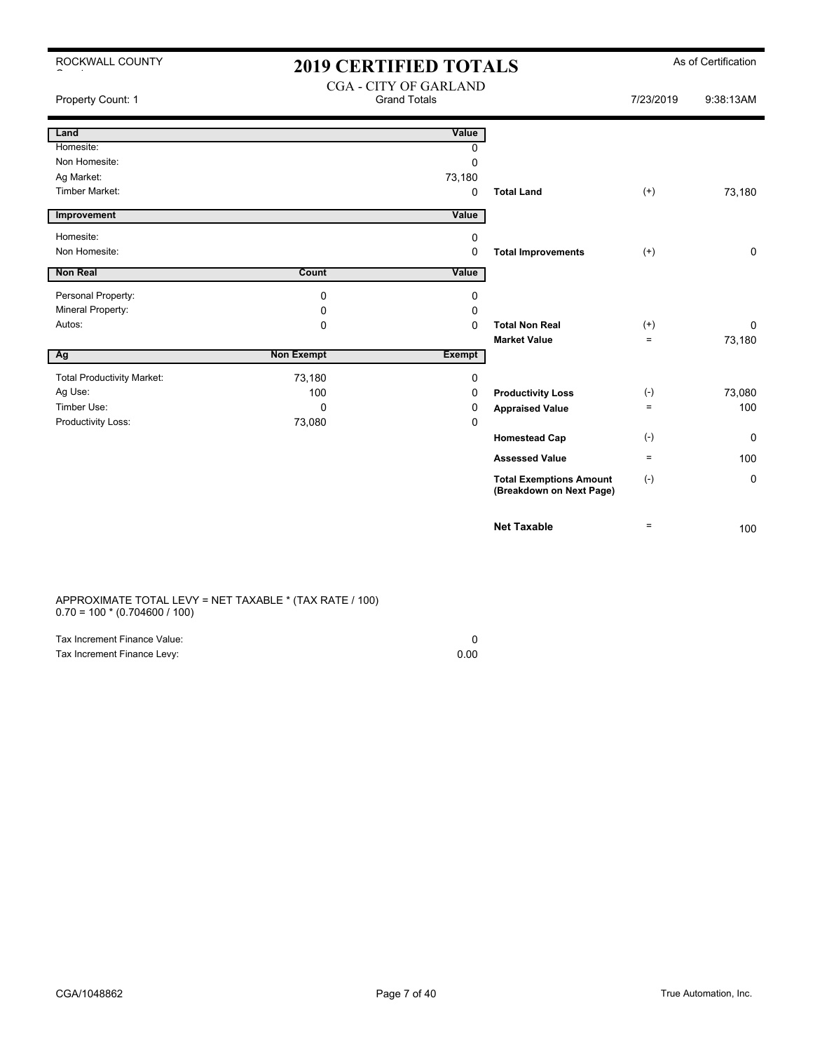# 2019 CERTIFIED TOTALS

ROCKWALL COUNTY

As of Certification

## CGA - CITY OF GARLAND

Grand Totals

Property Count: 1

7/23/2019 9:38:13AM

| Land | | Value | | | |
|---|---|---|---|---|---|
| Homesite: | | 0 | | | |
| Non Homesite: | | 0 | | | |
| Ag Market: | | 73,180 | | | |
| Timber Market: | | 0 | **Total Land** | (+) | 73,180 |

| Improvement | | Value | | | |
|---|---|---|---|---|---|
| Homesite: | | 0 | | | |
| Non Homesite: | | 0 | **Total Improvements** | (+) | 0 |

| Non Real | Count | Value | | | |
|---|---|---|---|---|---|
| Personal Property: | 0 | 0 | | | |
| Mineral Property: | 0 | 0 | | | |
| Autos: | 0 | 0 | **Total Non Real** | (+) | 0 |
| | | | **Market Value** | = | 73,180 |

| Ag | Non Exempt | Exempt | | | |
|---|---|---|---|---|---|
| Total Productivity Market: | 73,180 | 0 | | | |
| Ag Use: | 100 | 0 | **Productivity Loss** | (-) | 73,080 |
| Timber Use: | 0 | 0 | **Appraised Value** | = | 100 |
| Productivity Loss: | 73,080 | 0 | | | |
| | | | **Homestead Cap** | (-) | 0 |
| | | | **Assessed Value** | = | 100 |
| | | | **Total Exemptions Amount (Breakdown on Next Page)** | (-) | 0 |
| | | | **Net Taxable** | = | 100 |

APPROXIMATE TOTAL LEVY = NET TAXABLE * (TAX RATE / 100)
0.70 = 100 * (0.704600 / 100)

| | |
|---|---|
| Tax Increment Finance Value: | 0 |
| Tax Increment Finance Levy: | 0.00 |

CGA/1048862

True Automation, Inc.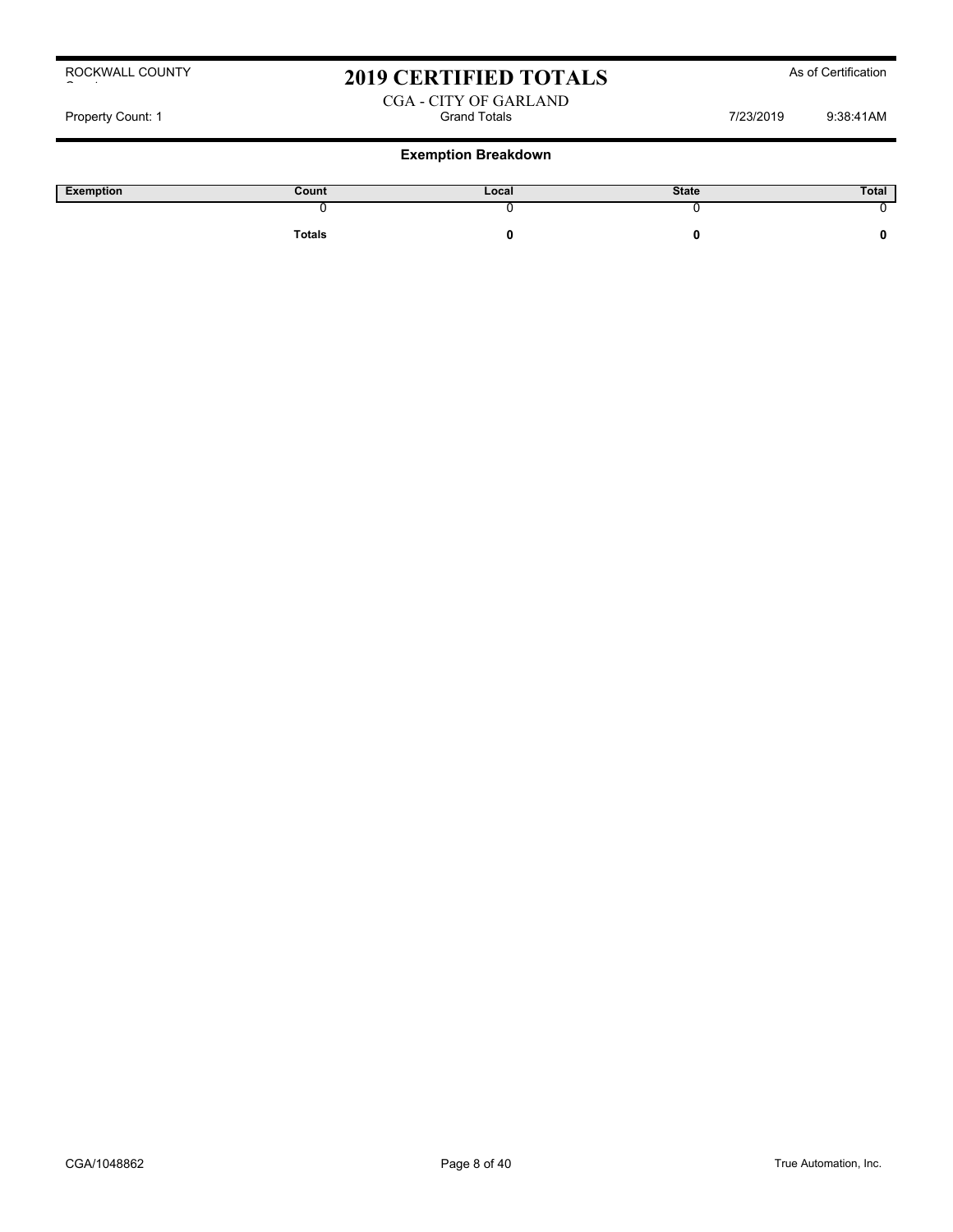# 2019 CERTIFIED TOTALS

ROCKWALL COUNTY

As of Certification

CGA - CITY OF GARLAND

Property Count: 1

Grand Totals

7/23/2019 9:38:41AM

## Exemption Breakdown

| Exemption | Count | Local | State | Total |
|---|---|---|---|---|
| | 0 | 0 | 0 | 0 |
| | **Totals** | **0** | **0** | **0** |

CGA/1048862

True Automation, Inc.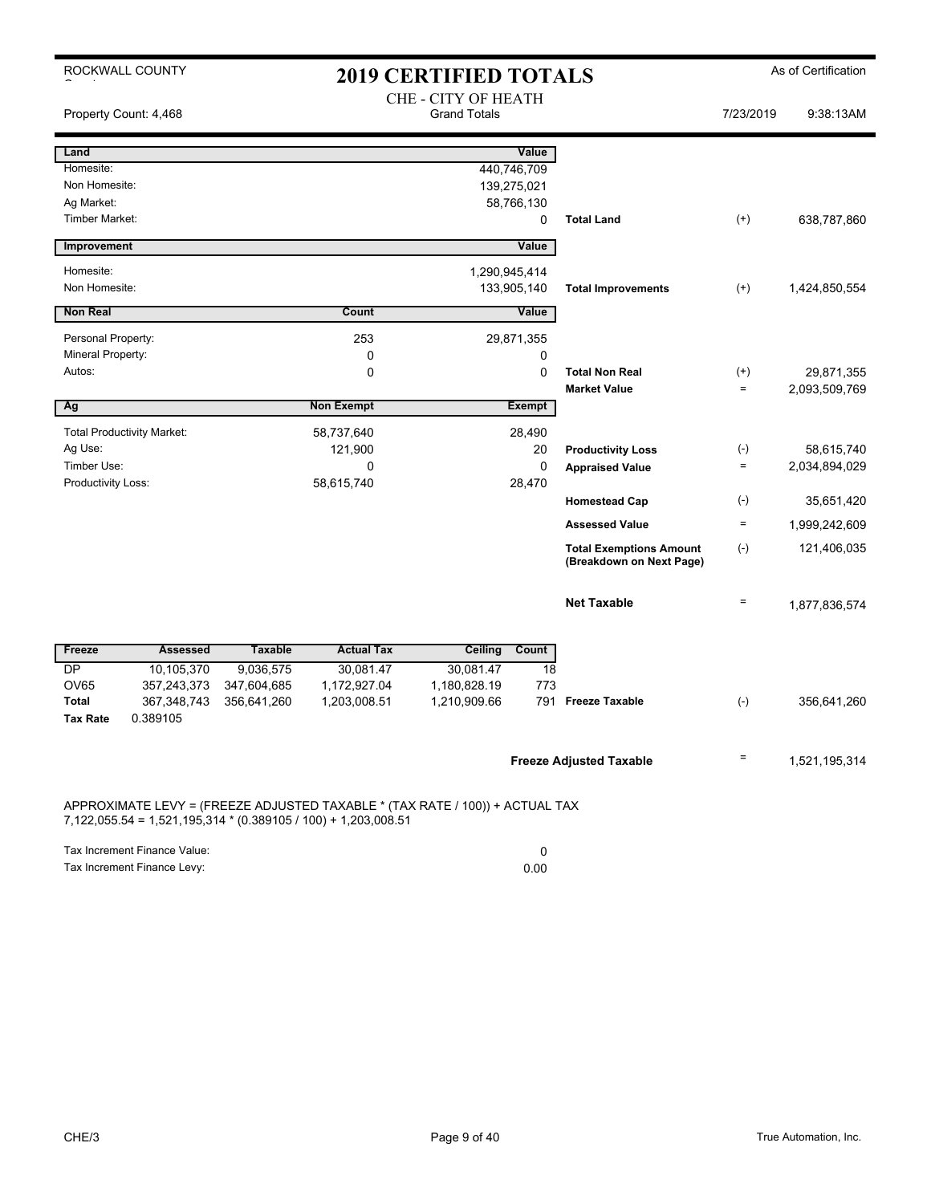ROCKWALL COUNTY

# 2019 CERTIFIED TOTALS

As of Certification

## CHE - CITY OF HEATH

Property Count: 4,468 | Grand Totals | 7/23/2019 9:38:13AM

| Land | | Value | | | |
|---|---|---|---|---|---|
| Homesite: | | 440,746,709 | | | |
| Non Homesite: | | 139,275,021 | | | |
| Ag Market: | | 58,766,130 | | | |
| Timber Market: | | 0 | **Total Land** | (+) | 638,787,860 |

| Improvement | | Value | | | |
|---|---|---|---|---|---|
| Homesite: | | 1,290,945,414 | | | |
| Non Homesite: | | 133,905,140 | **Total Improvements** | (+) | 1,424,850,554 |

| Non Real | Count | Value | | | |
|---|---|---|---|---|---|
| Personal Property: | 253 | 29,871,355 | | | |
| Mineral Property: | 0 | 0 | | | |
| Autos: | 0 | 0 | **Total Non Real** | (+) | 29,871,355 |
| | | | **Market Value** | = | 2,093,509,769 |

| Ag | Non Exempt | Exempt | | | |
|---|---|---|---|---|---|
| Total Productivity Market: | 58,737,640 | 28,490 | | | |
| Ag Use: | 121,900 | 20 | **Productivity Loss** | (-) | 58,615,740 |
| Timber Use: | 0 | 0 | **Appraised Value** | = | 2,034,894,029 |
| Productivity Loss: | 58,615,740 | 28,470 | | | |
| | | | **Homestead Cap** | (-) | 35,651,420 |
| | | | **Assessed Value** | = | 1,999,242,609 |
| | | | **Total Exemptions Amount (Breakdown on Next Page)** | (-) | 121,406,035 |
| | | | **Net Taxable** | = | 1,877,836,574 |

| Freeze | Assessed | Taxable | Actual Tax | Ceiling | Count | | | |
|---|---|---|---|---|---|---|---|---|
| DP | 10,105,370 | 9,036,575 | 30,081.47 | 30,081.47 | 18 | | | |
| OV65 | 357,243,373 | 347,604,685 | 1,172,927.04 | 1,180,828.19 | 773 | | | |
| **Total** | 367,348,743 | 356,641,260 | 1,203,008.51 | 1,210,909.66 | 791 | **Freeze Taxable** | (-) | 356,641,260 |
| **Tax Rate** | 0.389105 | | | | | | | |

**Freeze Adjusted Taxable** = 1,521,195,314

APPROXIMATE LEVY = (FREEZE ADJUSTED TAXABLE * (TAX RATE / 100)) + ACTUAL TAX
7,122,055.54 = 1,521,195,314 * (0.389105 / 100) + 1,203,008.51

| | |
|---|---|
| Tax Increment Finance Value: | 0 |
| Tax Increment Finance Levy: | 0.00 |

CHE/3 | True Automation, Inc.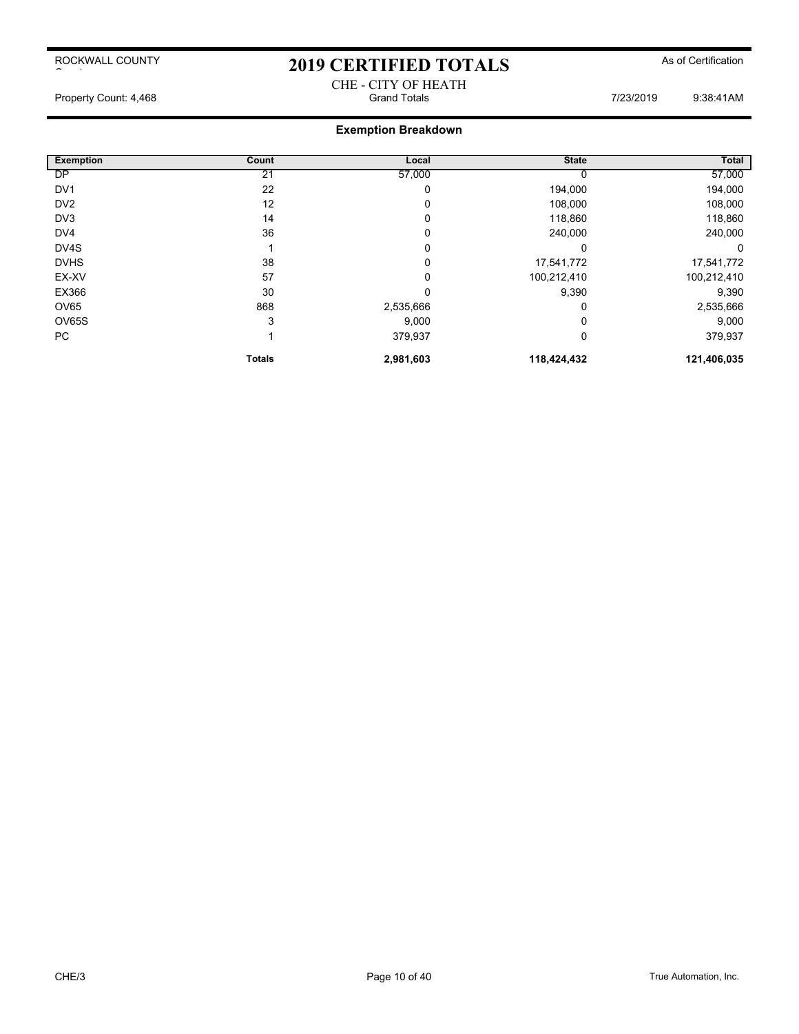ROCKWALL COUNTY

# 2019 CERTIFIED TOTALS

As of Certification

CHE - CITY OF HEATH

Property Count: 4,468 | Grand Totals | 7/23/2019 9:38:41AM

## Exemption Breakdown

| Exemption | Count | Local | State | Total |
|---|---|---|---|---|
| DP | 21 | 57,000 | 0 | 57,000 |
| DV1 | 22 | 0 | 194,000 | 194,000 |
| DV2 | 12 | 0 | 108,000 | 108,000 |
| DV3 | 14 | 0 | 118,860 | 118,860 |
| DV4 | 36 | 0 | 240,000 | 240,000 |
| DV4S | 1 | 0 | 0 | 0 |
| DVHS | 38 | 0 | 17,541,772 | 17,541,772 |
| EX-XV | 57 | 0 | 100,212,410 | 100,212,410 |
| EX366 | 30 | 0 | 9,390 | 9,390 |
| OV65 | 868 | 2,535,666 | 0 | 2,535,666 |
| OV65S | 3 | 9,000 | 0 | 9,000 |
| PC | 1 | 379,937 | 0 | 379,937 |
| | **Totals** | **2,981,603** | **118,424,432** | **121,406,035** |

CHE/3

True Automation, Inc.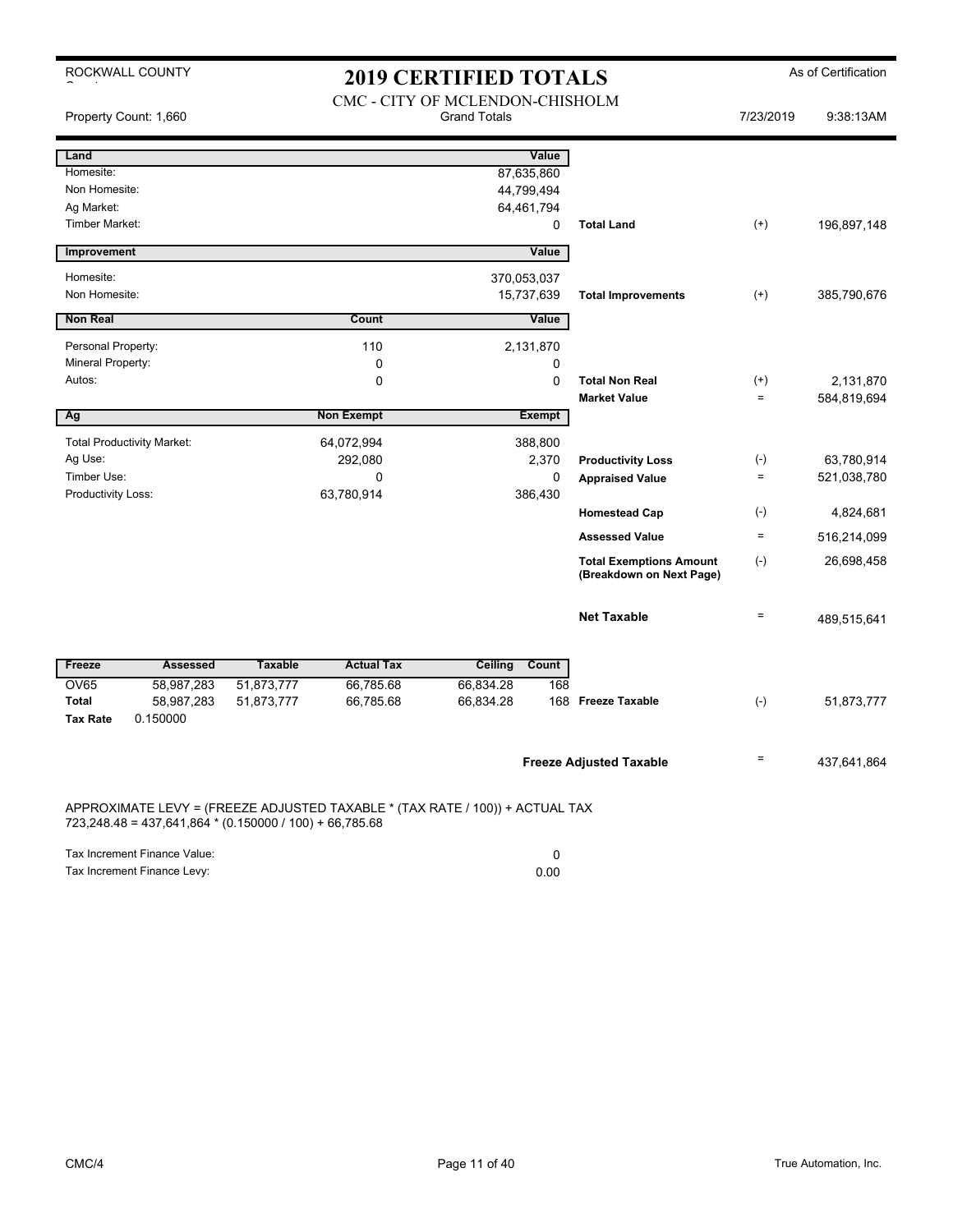ROCKWALL COUNTY

# 2019 CERTIFIED TOTALS

As of Certification

CMC - CITY OF MCLENDON-CHISHOLM
Grand Totals

Property Count: 1,660 — 7/23/2019 9:38:13AM

| Land | | Value | | | |
|---|---|---|---|---|---|
| Homesite: | | 87,635,860 | | | |
| Non Homesite: | | 44,799,494 | | | |
| Ag Market: | | 64,461,794 | | | |
| Timber Market: | | 0 | **Total Land** | (+) | 196,897,148 |
| **Improvement** | | **Value** | | | |
| Homesite: | | 370,053,037 | | | |
| Non Homesite: | | 15,737,639 | **Total Improvements** | (+) | 385,790,676 |
| **Non Real** | **Count** | **Value** | | | |
| Personal Property: | 110 | 2,131,870 | | | |
| Mineral Property: | 0 | 0 | | | |
| Autos: | 0 | 0 | **Total Non Real** | (+) | 2,131,870 |
| | | | **Market Value** | = | 584,819,694 |
| **Ag** | **Non Exempt** | **Exempt** | | | |
| Total Productivity Market: | 64,072,994 | 388,800 | | | |
| Ag Use: | 292,080 | 2,370 | **Productivity Loss** | (-) | 63,780,914 |
| Timber Use: | 0 | 0 | **Appraised Value** | = | 521,038,780 |
| Productivity Loss: | 63,780,914 | 386,430 | | | |
| | | | **Homestead Cap** | (-) | 4,824,681 |
| | | | **Assessed Value** | = | 516,214,099 |
| | | | **Total Exemptions Amount (Breakdown on Next Page)** | (-) | 26,698,458 |
| | | | **Net Taxable** | = | 489,515,641 |

| Freeze | Assessed | Taxable | Actual Tax | Ceiling | Count | | | |
|---|---|---|---|---|---|---|---|---|
| OV65 | 58,987,283 | 51,873,777 | 66,785.68 | 66,834.28 | 168 | | | |
| **Total** | 58,987,283 | 51,873,777 | 66,785.68 | 66,834.28 | 168 | **Freeze Taxable** | (-) | 51,873,777 |
| **Tax Rate** | 0.150000 | | | | | | | |

**Freeze Adjusted Taxable** = 437,641,864

APPROXIMATE LEVY = (FREEZE ADJUSTED TAXABLE * (TAX RATE / 100)) + ACTUAL TAX
723,248.48 = 437,641,864 * (0.150000 / 100) + 66,785.68

| | |
|---|---|
| Tax Increment Finance Value: | 0 |
| Tax Increment Finance Levy: | 0.00 |

CMC/4 — True Automation, Inc.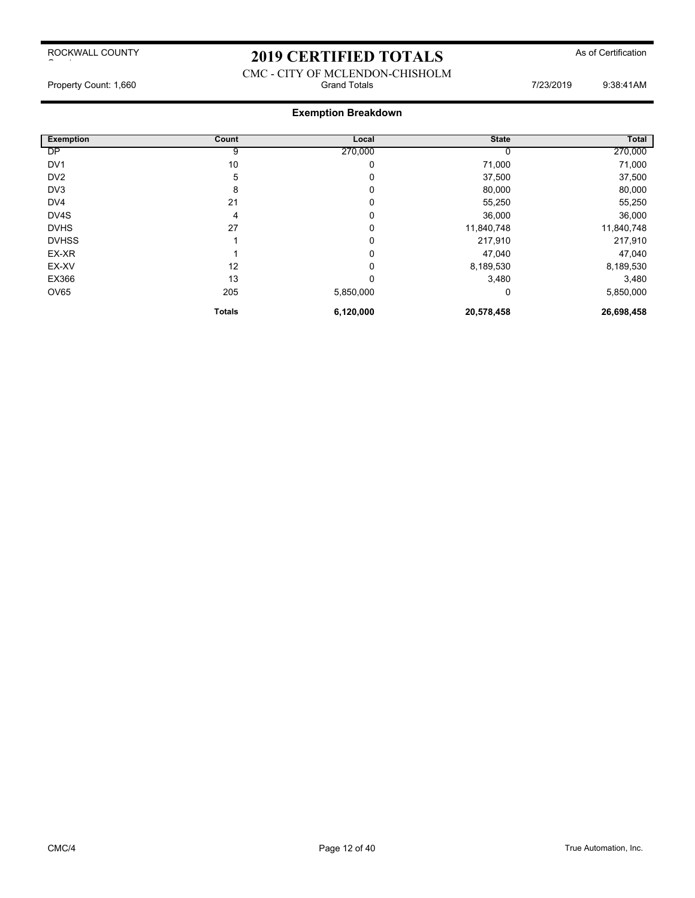ROCKWALL COUNTY

# 2019 CERTIFIED TOTALS

As of Certification

CMC - CITY OF MCLENDON-CHISHOLM

Property Count: 1,660 Grand Totals 7/23/2019 9:38:41AM

## Exemption Breakdown

| Exemption | Count | Local | State | Total |
|---|---|---|---|---|
| DP | 9 | 270,000 | 0 | 270,000 |
| DV1 | 10 | 0 | 71,000 | 71,000 |
| DV2 | 5 | 0 | 37,500 | 37,500 |
| DV3 | 8 | 0 | 80,000 | 80,000 |
| DV4 | 21 | 0 | 55,250 | 55,250 |
| DV4S | 4 | 0 | 36,000 | 36,000 |
| DVHS | 27 | 0 | 11,840,748 | 11,840,748 |
| DVHSS | 1 | 0 | 217,910 | 217,910 |
| EX-XR | 1 | 0 | 47,040 | 47,040 |
| EX-XV | 12 | 0 | 8,189,530 | 8,189,530 |
| EX366 | 13 | 0 | 3,480 | 3,480 |
| OV65 | 205 | 5,850,000 | 0 | 5,850,000 |
| | **Totals** | **6,120,000** | **20,578,458** | **26,698,458** |

CMC/4 True Automation, Inc.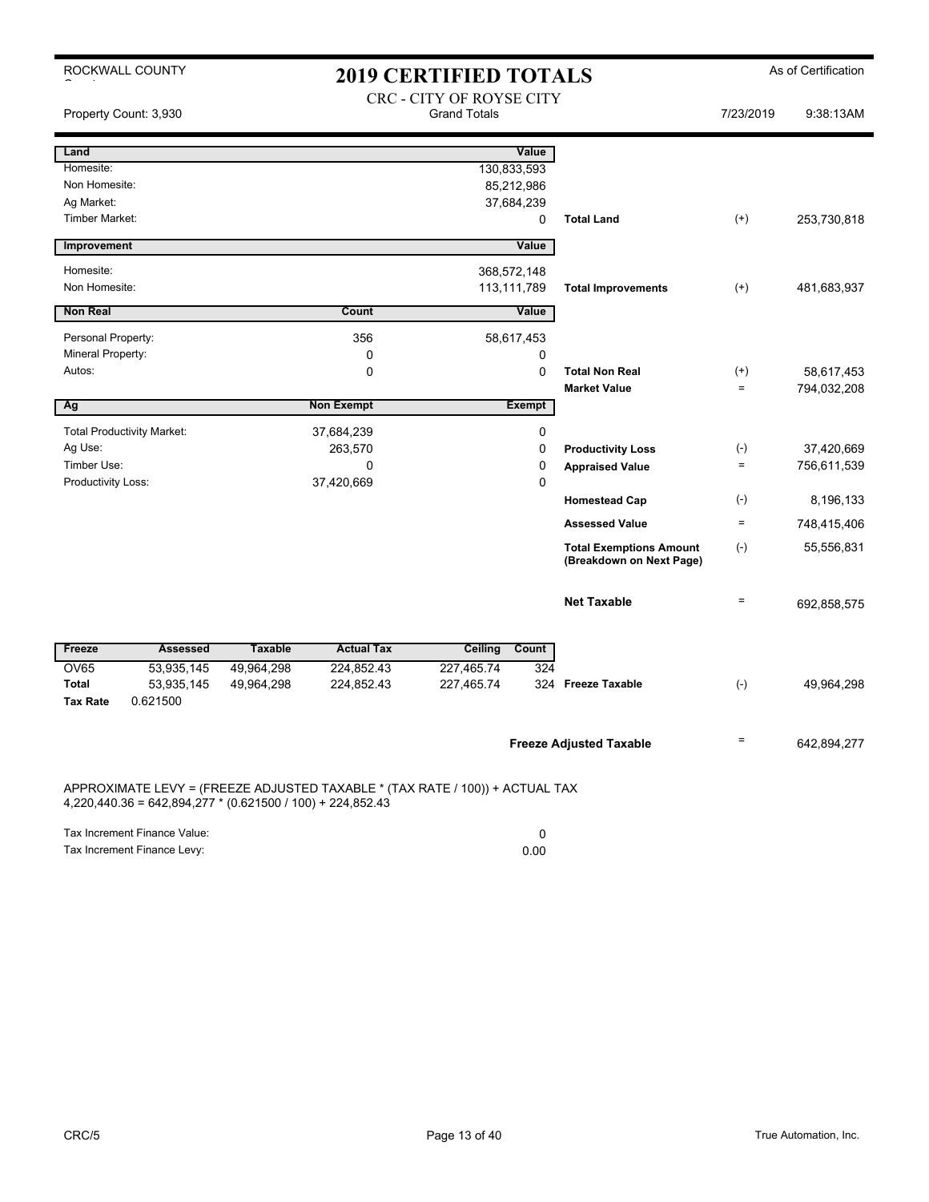ROCKWALL COUNTY

# 2019 CERTIFIED TOTALS

As of Certification

Property Count: 3,930

## CRC - CITY OF ROYSE CITY
Grand Totals

7/23/2019 9:38:13AM

| Land | | Value | | | |
|---|---|---|---|---|---|
| Homesite: | | 130,833,593 | | | |
| Non Homesite: | | 85,212,986 | | | |
| Ag Market: | | 37,684,239 | | | |
| Timber Market: | | 0 | **Total Land** | (+) | 253,730,818 |

| Improvement | | Value | | | |
|---|---|---|---|---|---|
| Homesite: | | 368,572,148 | | | |
| Non Homesite: | | 113,111,789 | **Total Improvements** | (+) | 481,683,937 |

| Non Real | Count | Value | | | |
|---|---|---|---|---|---|
| Personal Property: | 356 | 58,617,453 | | | |
| Mineral Property: | 0 | 0 | | | |
| Autos: | 0 | 0 | **Total Non Real** | (+) | 58,617,453 |
| | | | **Market Value** | = | 794,032,208 |

| Ag | Non Exempt | Exempt | | | |
|---|---|---|---|---|---|
| Total Productivity Market: | 37,684,239 | 0 | | | |
| Ag Use: | 263,570 | 0 | **Productivity Loss** | (-) | 37,420,669 |
| Timber Use: | 0 | 0 | **Appraised Value** | = | 756,611,539 |
| Productivity Loss: | 37,420,669 | 0 | | | |
| | | | **Homestead Cap** | (-) | 8,196,133 |
| | | | **Assessed Value** | = | 748,415,406 |
| | | | **Total Exemptions Amount (Breakdown on Next Page)** | (-) | 55,556,831 |
| | | | **Net Taxable** | = | 692,858,575 |

| Freeze | Assessed | Taxable | Actual Tax | Ceiling | Count | | | |
|---|---|---|---|---|---|---|---|---|
| OV65 | 53,935,145 | 49,964,298 | 224,852.43 | 227,465.74 | 324 | | | |
| **Total** | 53,935,145 | 49,964,298 | 224,852.43 | 227,465.74 | 324 | **Freeze Taxable** | (-) | 49,964,298 |
| **Tax Rate** | 0.621500 | | | | | | | |

**Freeze Adjusted Taxable** = 642,894,277

APPROXIMATE LEVY = (FREEZE ADJUSTED TAXABLE * (TAX RATE / 100)) + ACTUAL TAX
4,220,440.36 = 642,894,277 * (0.621500 / 100) + 224,852.43

| | |
|---|---|
| Tax Increment Finance Value: | 0 |
| Tax Increment Finance Levy: | 0.00 |

CRC/5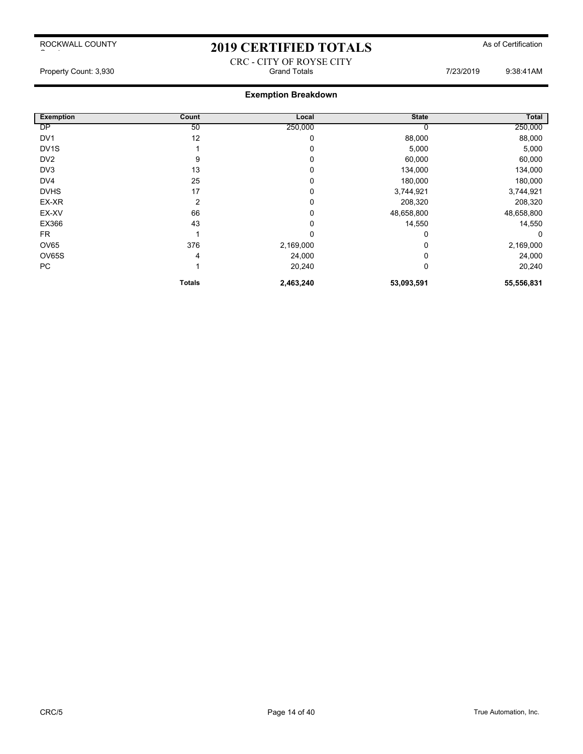ROCKWALL COUNTY

# 2019 CERTIFIED TOTALS

As of Certification

CRC - CITY OF ROYSE CITY

Property Count: 3,930 | Grand Totals | 7/23/2019 9:38:41AM

## Exemption Breakdown

| Exemption | Count | Local | State | Total |
|---|---|---|---|---|
| DP | 50 | 250,000 | 0 | 250,000 |
| DV1 | 12 | 0 | 88,000 | 88,000 |
| DV1S | 1 | 0 | 5,000 | 5,000 |
| DV2 | 9 | 0 | 60,000 | 60,000 |
| DV3 | 13 | 0 | 134,000 | 134,000 |
| DV4 | 25 | 0 | 180,000 | 180,000 |
| DVHS | 17 | 0 | 3,744,921 | 3,744,921 |
| EX-XR | 2 | 0 | 208,320 | 208,320 |
| EX-XV | 66 | 0 | 48,658,800 | 48,658,800 |
| EX366 | 43 | 0 | 14,550 | 14,550 |
| FR | 1 | 0 | 0 | 0 |
| OV65 | 376 | 2,169,000 | 0 | 2,169,000 |
| OV65S | 4 | 24,000 | 0 | 24,000 |
| PC | 1 | 20,240 | 0 | 20,240 |
| | **Totals** | **2,463,240** | **53,093,591** | **55,556,831** |

CRC/5 True Automation, Inc.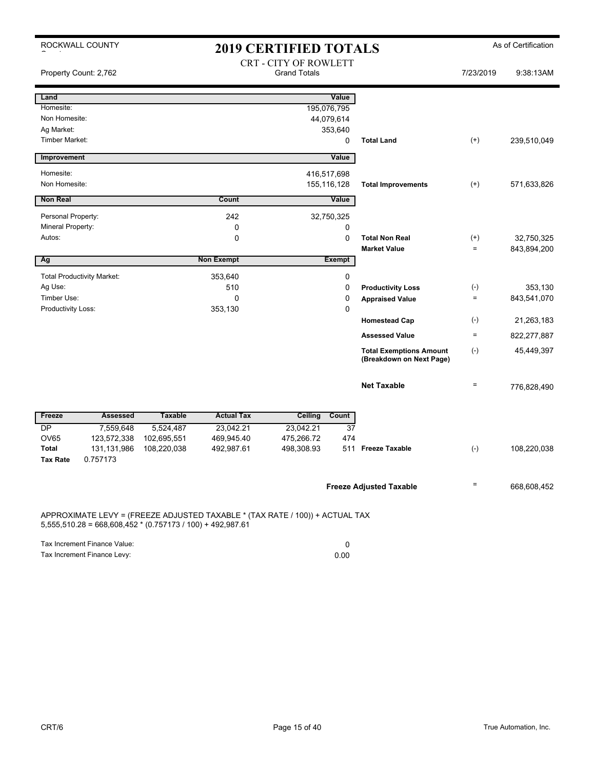ROCKWALL COUNTY

# 2019 CERTIFIED TOTALS

As of Certification

## CRT - CITY OF ROWLETT

Grand Totals

Property Count: 2,762

7/23/2019 9:38:13AM

| Land | | Value | | | |
|---|---|---|---|---|---|
| Homesite: | | 195,076,795 | | | |
| Non Homesite: | | 44,079,614 | | | |
| Ag Market: | | 353,640 | | | |
| Timber Market: | | 0 | **Total Land** | (+) | 239,510,049 |

| Improvement | | Value | | | |
|---|---|---|---|---|---|
| Homesite: | | 416,517,698 | | | |
| Non Homesite: | | 155,116,128 | **Total Improvements** | (+) | 571,633,826 |

| Non Real | Count | Value | | | |
|---|---|---|---|---|---|
| Personal Property: | 242 | 32,750,325 | | | |
| Mineral Property: | 0 | 0 | | | |
| Autos: | 0 | 0 | **Total Non Real** | (+) | 32,750,325 |
| | | | **Market Value** | = | 843,894,200 |

| Ag | Non Exempt | Exempt | | | |
|---|---|---|---|---|---|
| Total Productivity Market: | 353,640 | 0 | | | |
| Ag Use: | 510 | 0 | **Productivity Loss** | (-) | 353,130 |
| Timber Use: | 0 | 0 | **Appraised Value** | = | 843,541,070 |
| Productivity Loss: | 353,130 | 0 | | | |
| | | | **Homestead Cap** | (-) | 21,263,183 |
| | | | **Assessed Value** | = | 822,277,887 |
| | | | **Total Exemptions Amount (Breakdown on Next Page)** | (-) | 45,449,397 |
| | | | **Net Taxable** | = | 776,828,490 |

| Freeze | Assessed | Taxable | Actual Tax | Ceiling | Count | | | |
|---|---|---|---|---|---|---|---|---|
| DP | 7,559,648 | 5,524,487 | 23,042.21 | 23,042.21 | 37 | | | |
| OV65 | 123,572,338 | 102,695,551 | 469,945.40 | 475,266.72 | 474 | | | |
| **Total** | 131,131,986 | 108,220,038 | 492,987.61 | 498,308.93 | 511 | **Freeze Taxable** | (-) | 108,220,038 |
| **Tax Rate** | 0.757173 | | | | | | | |

**Freeze Adjusted Taxable** = 668,608,452

APPROXIMATE LEVY = (FREEZE ADJUSTED TAXABLE * (TAX RATE / 100)) + ACTUAL TAX
5,555,510.28 = 668,608,452 * (0.757173 / 100) + 492,987.61

| | |
|---|---|
| Tax Increment Finance Value: | 0 |
| Tax Increment Finance Levy: | 0.00 |

CRT/6

True Automation, Inc.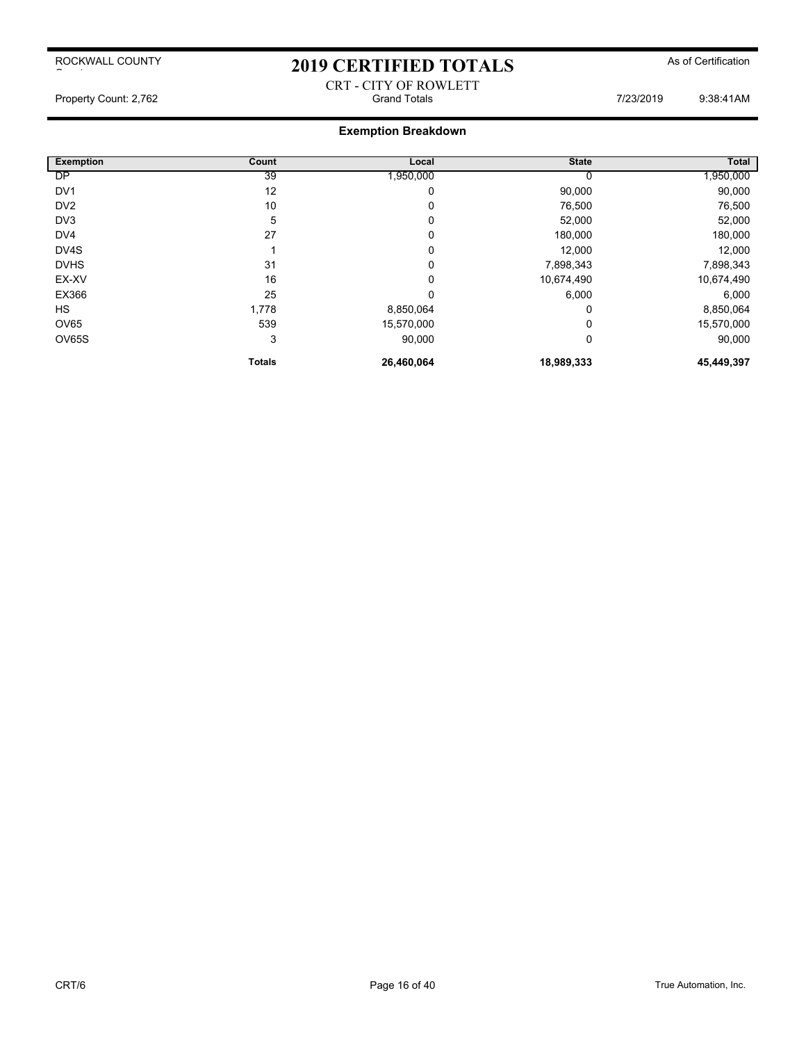ROCKWALL COUNTY

# 2019 CERTIFIED TOTALS

As of Certification

CRT - CITY OF ROWLETT

Property Count: 2,762 | Grand Totals | 7/23/2019 9:38:41AM

## Exemption Breakdown

| Exemption | Count | Local | State | Total |
|---|---|---|---|---|
| DP | 39 | 1,950,000 | 0 | 1,950,000 |
| DV1 | 12 | 0 | 90,000 | 90,000 |
| DV2 | 10 | 0 | 76,500 | 76,500 |
| DV3 | 5 | 0 | 52,000 | 52,000 |
| DV4 | 27 | 0 | 180,000 | 180,000 |
| DV4S | 1 | 0 | 12,000 | 12,000 |
| DVHS | 31 | 0 | 7,898,343 | 7,898,343 |
| EX-XV | 16 | 0 | 10,674,490 | 10,674,490 |
| EX366 | 25 | 0 | 6,000 | 6,000 |
| HS | 1,778 | 8,850,064 | 0 | 8,850,064 |
| OV65 | 539 | 15,570,000 | 0 | 15,570,000 |
| OV65S | 3 | 90,000 | 0 | 90,000 |
| | **Totals** | **26,460,064** | **18,989,333** | **45,449,397** |

CRT/6

True Automation, Inc.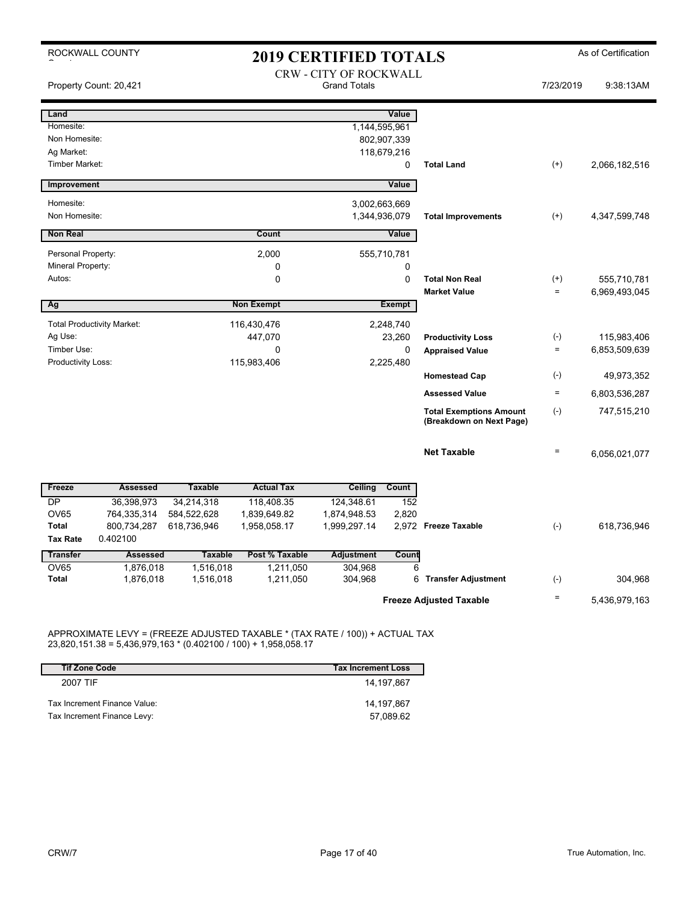ROCKWALL COUNTY

# 2019 CERTIFIED TOTALS

As of Certification

Property Count: 20,421

CRW - CITY OF ROCKWALL
Grand Totals

7/23/2019 9:38:13AM

| Land | Value | | | |
|---|---|---|---|---|
| Homesite: | 1,144,595,961 | | | |
| Non Homesite: | 802,907,339 | | | |
| Ag Market: | 118,679,216 | | | |
| Timber Market: | 0 | Total Land | (+) | 2,066,182,516 |

| Improvement | Value | | | |
|---|---|---|---|---|
| Homesite: | 3,002,663,669 | | | |
| Non Homesite: | 1,344,936,079 | Total Improvements | (+) | 4,347,599,748 |

| Non Real | Count | Value | | | |
|---|---|---|---|---|---|
| Personal Property: | 2,000 | 555,710,781 | | | |
| Mineral Property: | 0 | 0 | | | |
| Autos: | 0 | 0 | Total Non Real | (+) | 555,710,781 |
| | | | Market Value | = | 6,969,493,045 |

| Ag | Non Exempt | Exempt | | | |
|---|---|---|---|---|---|
| Total Productivity Market: | 116,430,476 | 2,248,740 | | | |
| Ag Use: | 447,070 | 23,260 | Productivity Loss | (-) | 115,983,406 |
| Timber Use: | 0 | 0 | Appraised Value | = | 6,853,509,639 |
| Productivity Loss: | 115,983,406 | 2,225,480 | | | |
| | | | Homestead Cap | (-) | 49,973,352 |
| | | | Assessed Value | = | 6,803,536,287 |
| | | | Total Exemptions Amount (Breakdown on Next Page) | (-) | 747,515,210 |
| | | | Net Taxable | = | 6,056,021,077 |

| Freeze | Assessed | Taxable | Actual Tax | Ceiling | Count | | | |
|---|---|---|---|---|---|---|---|---|
| DP | 36,398,973 | 34,214,318 | 118,408.35 | 124,348.61 | 152 | | | |
| OV65 | 764,335,314 | 584,522,628 | 1,839,649.82 | 1,874,948.53 | 2,820 | | | |
| Total | 800,734,287 | 618,736,946 | 1,958,058.17 | 1,999,297.14 | 2,972 | Freeze Taxable | (-) | 618,736,946 |
| Tax Rate | 0.402100 | | | | | | | |

| Transfer | Assessed | Taxable | Post % Taxable | Adjustment | Count | | | |
|---|---|---|---|---|---|---|---|---|
| OV65 | 1,876,018 | 1,516,018 | 1,211,050 | 304,968 | 6 | | | |
| Total | 1,876,018 | 1,516,018 | 1,211,050 | 304,968 | 6 | Transfer Adjustment | (-) | 304,968 |
| | | | | | | Freeze Adjusted Taxable | = | 5,436,979,163 |

APPROXIMATE LEVY = (FREEZE ADJUSTED TAXABLE * (TAX RATE / 100)) + ACTUAL TAX
23,820,151.38 = 5,436,979,163 * (0.402100 / 100) + 1,958,058.17

| Tif Zone Code | Tax Increment Loss |
|---|---|
| 2007 TIF | 14,197,867 |
| Tax Increment Finance Value: | 14,197,867 |
| Tax Increment Finance Levy: | 57,089.62 |

CRW/7

True Automation, Inc.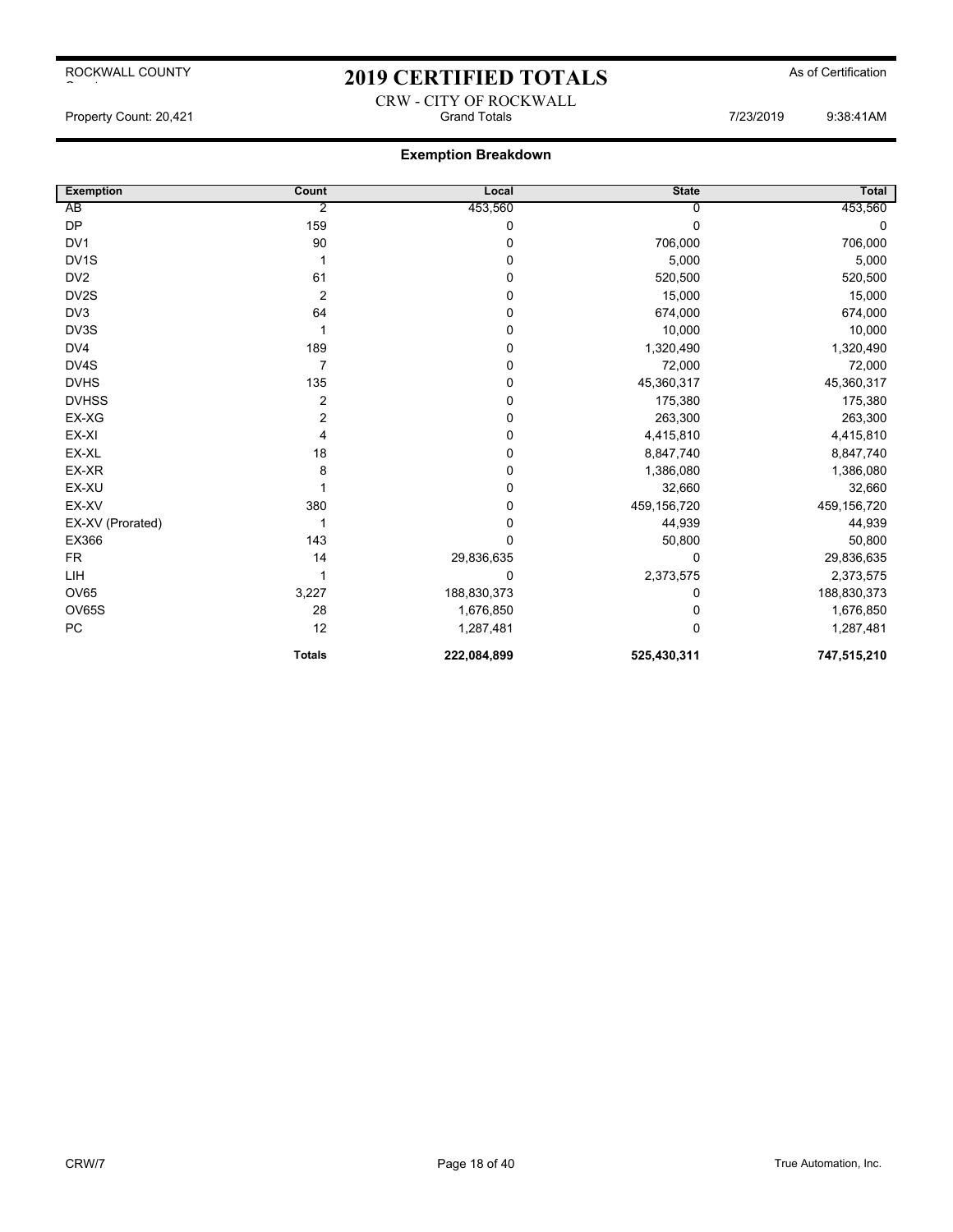ROCKWALL COUNTY

# 2019 CERTIFIED TOTALS

As of Certification

CRW - CITY OF ROCKWALL

Property Count: 20,421 Grand Totals 7/23/2019 9:38:41AM

## Exemption Breakdown

| Exemption | Count | Local | State | Total |
|---|---|---|---|---|
| AB | 2 | 453,560 | 0 | 453,560 |
| DP | 159 | 0 | 0 | 0 |
| DV1 | 90 | 0 | 706,000 | 706,000 |
| DV1S | 1 | 0 | 5,000 | 5,000 |
| DV2 | 61 | 0 | 520,500 | 520,500 |
| DV2S | 2 | 0 | 15,000 | 15,000 |
| DV3 | 64 | 0 | 674,000 | 674,000 |
| DV3S | 1 | 0 | 10,000 | 10,000 |
| DV4 | 189 | 0 | 1,320,490 | 1,320,490 |
| DV4S | 7 | 0 | 72,000 | 72,000 |
| DVHS | 135 | 0 | 45,360,317 | 45,360,317 |
| DVHSS | 2 | 0 | 175,380 | 175,380 |
| EX-XG | 2 | 0 | 263,300 | 263,300 |
| EX-XI | 4 | 0 | 4,415,810 | 4,415,810 |
| EX-XL | 18 | 0 | 8,847,740 | 8,847,740 |
| EX-XR | 8 | 0 | 1,386,080 | 1,386,080 |
| EX-XU | 1 | 0 | 32,660 | 32,660 |
| EX-XV | 380 | 0 | 459,156,720 | 459,156,720 |
| EX-XV (Prorated) | 1 | 0 | 44,939 | 44,939 |
| EX366 | 143 | 0 | 50,800 | 50,800 |
| FR | 14 | 29,836,635 | 0 | 29,836,635 |
| LIH | 1 | 0 | 2,373,575 | 2,373,575 |
| OV65 | 3,227 | 188,830,373 | 0 | 188,830,373 |
| OV65S | 28 | 1,676,850 | 0 | 1,676,850 |
| PC | 12 | 1,287,481 | 0 | 1,287,481 |
| | **Totals** | **222,084,899** | **525,430,311** | **747,515,210** |

CRW/7 True Automation, Inc.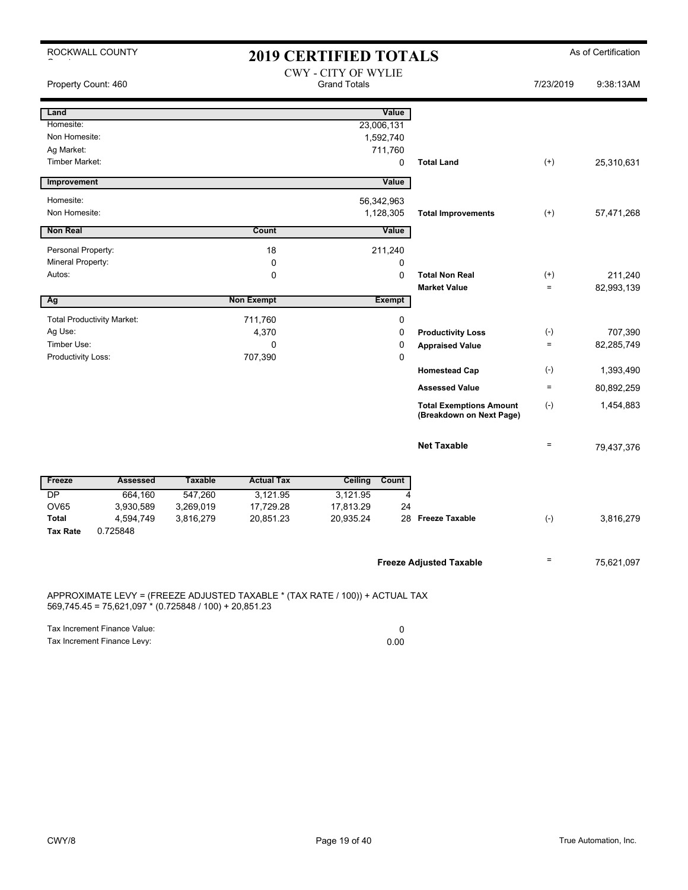ROCKWALL COUNTY

# 2019 CERTIFIED TOTALS

As of Certification

## CWY - CITY OF WYLIE

Grand Totals

Property Count: 460 | 7/23/2019 | 9:38:13AM

| Land | | Value | | | |
|---|---|---|---|---|---|
| Homesite: | | 23,006,131 | | | |
| Non Homesite: | | 1,592,740 | | | |
| Ag Market: | | 711,760 | | | |
| Timber Market: | | 0 | **Total Land** | (+) | 25,310,631 |

| Improvement | | Value | | | |
|---|---|---|---|---|---|
| Homesite: | | 56,342,963 | | | |
| Non Homesite: | | 1,128,305 | **Total Improvements** | (+) | 57,471,268 |

| Non Real | Count | Value | | | |
|---|---|---|---|---|---|
| Personal Property: | 18 | 211,240 | | | |
| Mineral Property: | 0 | 0 | | | |
| Autos: | 0 | 0 | **Total Non Real** | (+) | 211,240 |
| | | | **Market Value** | = | 82,993,139 |

| Ag | Non Exempt | Exempt | | | |
|---|---|---|---|---|---|
| Total Productivity Market: | 711,760 | 0 | | | |
| Ag Use: | 4,370 | 0 | **Productivity Loss** | (-) | 707,390 |
| Timber Use: | 0 | 0 | **Appraised Value** | = | 82,285,749 |
| Productivity Loss: | 707,390 | 0 | | | |
| | | | **Homestead Cap** | (-) | 1,393,490 |
| | | | **Assessed Value** | = | 80,892,259 |
| | | | **Total Exemptions Amount (Breakdown on Next Page)** | (-) | 1,454,883 |
| | | | **Net Taxable** | = | 79,437,376 |

| Freeze | Assessed | Taxable | Actual Tax | Ceiling | Count | | | |
|---|---|---|---|---|---|---|---|---|
| DP | 664,160 | 547,260 | 3,121.95 | 3,121.95 | 4 | | | |
| OV65 | 3,930,589 | 3,269,019 | 17,729.28 | 17,813.29 | 24 | | | |
| **Total** | 4,594,749 | 3,816,279 | 20,851.23 | 20,935.24 | 28 | **Freeze Taxable** | (-) | 3,816,279 |
| **Tax Rate** | 0.725848 | | | | | | | |

| | | |
|---|---|---|
| **Freeze Adjusted Taxable** | = | 75,621,097 |

APPROXIMATE LEVY = (FREEZE ADJUSTED TAXABLE * (TAX RATE / 100)) + ACTUAL TAX
569,745.45 = 75,621,097 * (0.725848 / 100) + 20,851.23

| | |
|---|---|
| Tax Increment Finance Value: | 0 |
| Tax Increment Finance Levy: | 0.00 |

CWY/8

True Automation, Inc.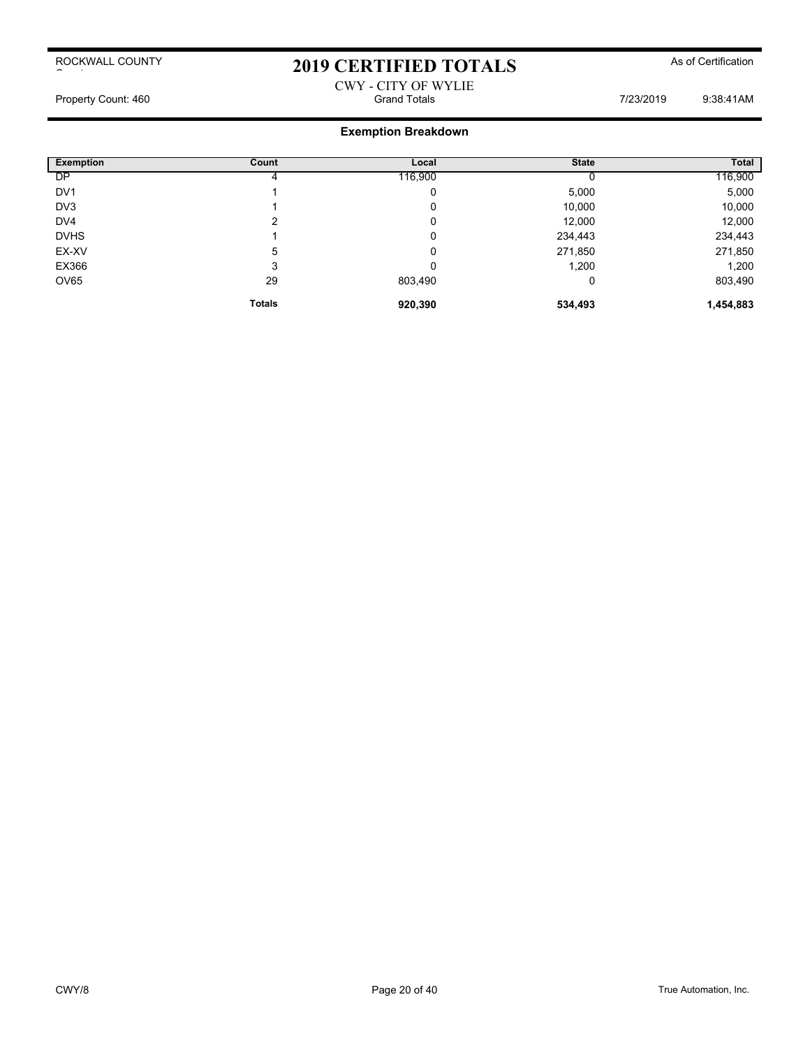# 2019 CERTIFIED TOTALS

ROCKWALL COUNTY

As of Certification

CWY - CITY OF WYLIE

Property Count: 460 — Grand Totals — 7/23/2019 9:38:41AM

## Exemption Breakdown

| Exemption | Count | Local | State | Total |
|---|---|---|---|---|
| DP | 4 | 116,900 | 0 | 116,900 |
| DV1 | 1 | 0 | 5,000 | 5,000 |
| DV3 | 1 | 0 | 10,000 | 10,000 |
| DV4 | 2 | 0 | 12,000 | 12,000 |
| DVHS | 1 | 0 | 234,443 | 234,443 |
| EX-XV | 5 | 0 | 271,850 | 271,850 |
| EX366 | 3 | 0 | 1,200 | 1,200 |
| OV65 | 29 | 803,490 | 0 | 803,490 |
| | **Totals** | **920,390** | **534,493** | **1,454,883** |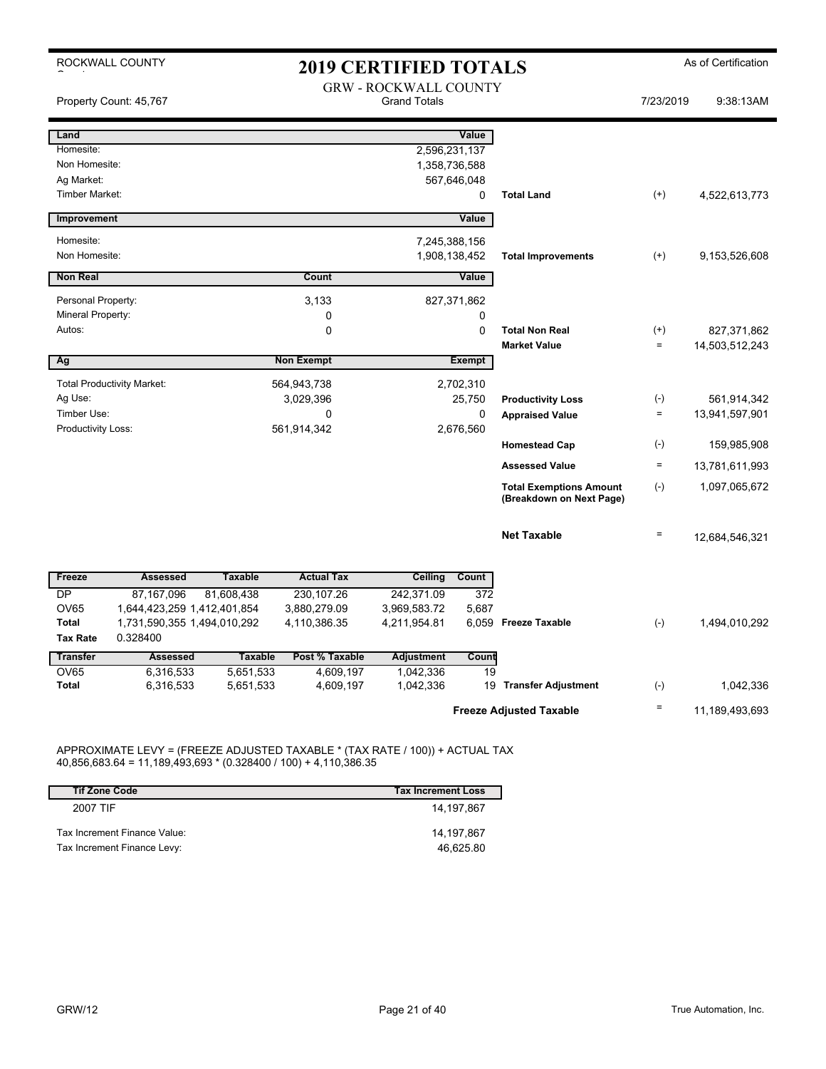ROCKWALL COUNTY

# 2019 CERTIFIED TOTALS

As of Certification

GRW - ROCKWALL COUNTY
Grand Totals

Property Count: 45,767 | 7/23/2019 | 9:38:13AM

| Land | | Value | | | |
|---|---|---|---|---|---|
| Homesite: | | 2,596,231,137 | | | |
| Non Homesite: | | 1,358,736,588 | | | |
| Ag Market: | | 567,646,048 | | | |
| Timber Market: | | 0 | **Total Land** | (+) | 4,522,613,773 |

| Improvement | | Value | | | |
|---|---|---|---|---|---|
| Homesite: | | 7,245,388,156 | | | |
| Non Homesite: | | 1,908,138,452 | **Total Improvements** | (+) | 9,153,526,608 |

| Non Real | Count | Value | | | |
|---|---|---|---|---|---|
| Personal Property: | 3,133 | 827,371,862 | | | |
| Mineral Property: | 0 | 0 | | | |
| Autos: | 0 | 0 | **Total Non Real** | (+) | 827,371,862 |
| | | | **Market Value** | = | 14,503,512,243 |

| Ag | Non Exempt | Exempt | | | |
|---|---|---|---|---|---|
| Total Productivity Market: | 564,943,738 | 2,702,310 | | | |
| Ag Use: | 3,029,396 | 25,750 | **Productivity Loss** | (-) | 561,914,342 |
| Timber Use: | 0 | 0 | **Appraised Value** | = | 13,941,597,901 |
| Productivity Loss: | 561,914,342 | 2,676,560 | | | |
| | | | **Homestead Cap** | (-) | 159,985,908 |
| | | | **Assessed Value** | = | 13,781,611,993 |
| | | | **Total Exemptions Amount (Breakdown on Next Page)** | (-) | 1,097,065,672 |
| | | | **Net Taxable** | = | 12,684,546,321 |

| Freeze | Assessed | Taxable | Actual Tax | Ceiling | Count | | | |
|---|---|---|---|---|---|---|---|---|
| DP | 87,167,096 | 81,608,438 | 230,107.26 | 242,371.09 | 372 | | | |
| OV65 | 1,644,423,259 | 1,412,401,854 | 3,880,279.09 | 3,969,583.72 | 5,687 | | | |
| **Total** | 1,731,590,355 | 1,494,010,292 | 4,110,386.35 | 4,211,954.81 | 6,059 | **Freeze Taxable** | (-) | 1,494,010,292 |
| **Tax Rate** | 0.328400 | | | | | | | |

| Transfer | Assessed | Taxable | Post % Taxable | Adjustment | Count | | | |
|---|---|---|---|---|---|---|---|---|
| OV65 | 6,316,533 | 5,651,533 | 4,609,197 | 1,042,336 | 19 | | | |
| **Total** | 6,316,533 | 5,651,533 | 4,609,197 | 1,042,336 | 19 | **Transfer Adjustment** | (-) | 1,042,336 |
| | | | | | | **Freeze Adjusted Taxable** | = | 11,189,493,693 |

APPROXIMATE LEVY = (FREEZE ADJUSTED TAXABLE * (TAX RATE / 100)) + ACTUAL TAX
40,856,683.64 = 11,189,493,693 * (0.328400 / 100) + 4,110,386.35

| Tif Zone Code | Tax Increment Loss |
|---|---|
| 2007 TIF | 14,197,867 |
| Tax Increment Finance Value: | 14,197,867 |
| Tax Increment Finance Levy: | 46,625.80 |

GRW/12 | True Automation, Inc.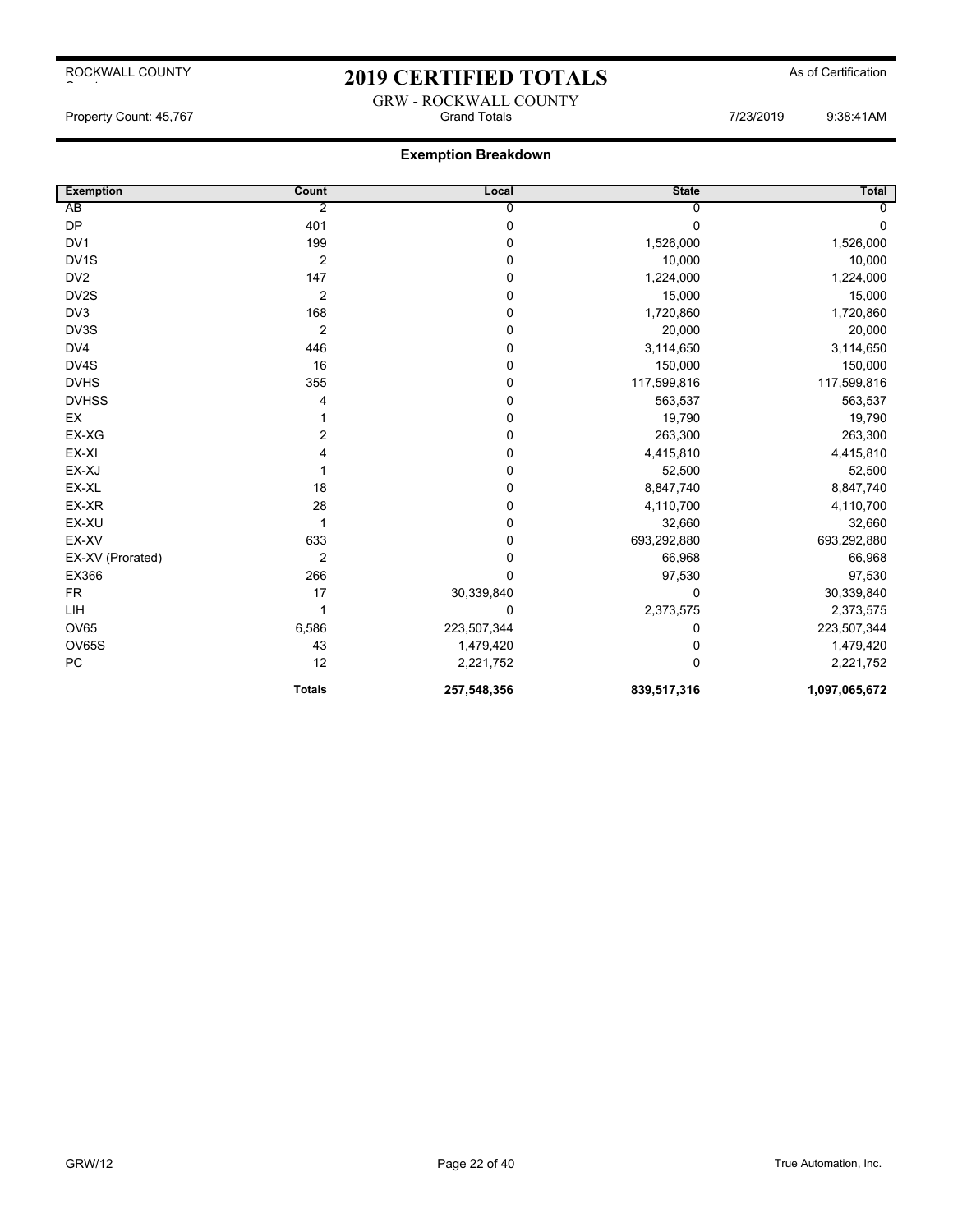ROCKWALL COUNTY

# 2019 CERTIFIED TOTALS

As of Certification

GRW - ROCKWALL COUNTY

Property Count: 45,767 — Grand Totals — 7/23/2019 9:38:41AM

## Exemption Breakdown

| Exemption | Count | Local | State | Total |
|---|---|---|---|---|
| AB | 2 | 0 | 0 | 0 |
| DP | 401 | 0 | 0 | 0 |
| DV1 | 199 | 0 | 1,526,000 | 1,526,000 |
| DV1S | 2 | 0 | 10,000 | 10,000 |
| DV2 | 147 | 0 | 1,224,000 | 1,224,000 |
| DV2S | 2 | 0 | 15,000 | 15,000 |
| DV3 | 168 | 0 | 1,720,860 | 1,720,860 |
| DV3S | 2 | 0 | 20,000 | 20,000 |
| DV4 | 446 | 0 | 3,114,650 | 3,114,650 |
| DV4S | 16 | 0 | 150,000 | 150,000 |
| DVHS | 355 | 0 | 117,599,816 | 117,599,816 |
| DVHSS | 4 | 0 | 563,537 | 563,537 |
| EX | 1 | 0 | 19,790 | 19,790 |
| EX-XG | 2 | 0 | 263,300 | 263,300 |
| EX-XI | 4 | 0 | 4,415,810 | 4,415,810 |
| EX-XJ | 1 | 0 | 52,500 | 52,500 |
| EX-XL | 18 | 0 | 8,847,740 | 8,847,740 |
| EX-XR | 28 | 0 | 4,110,700 | 4,110,700 |
| EX-XU | 1 | 0 | 32,660 | 32,660 |
| EX-XV | 633 | 0 | 693,292,880 | 693,292,880 |
| EX-XV (Prorated) | 2 | 0 | 66,968 | 66,968 |
| EX366 | 266 | 0 | 97,530 | 97,530 |
| FR | 17 | 30,339,840 | 0 | 30,339,840 |
| LIH | 1 | 0 | 2,373,575 | 2,373,575 |
| OV65 | 6,586 | 223,507,344 | 0 | 223,507,344 |
| OV65S | 43 | 1,479,420 | 0 | 1,479,420 |
| PC | 12 | 2,221,752 | 0 | 2,221,752 |
| | **Totals** | **257,548,356** | **839,517,316** | **1,097,065,672** |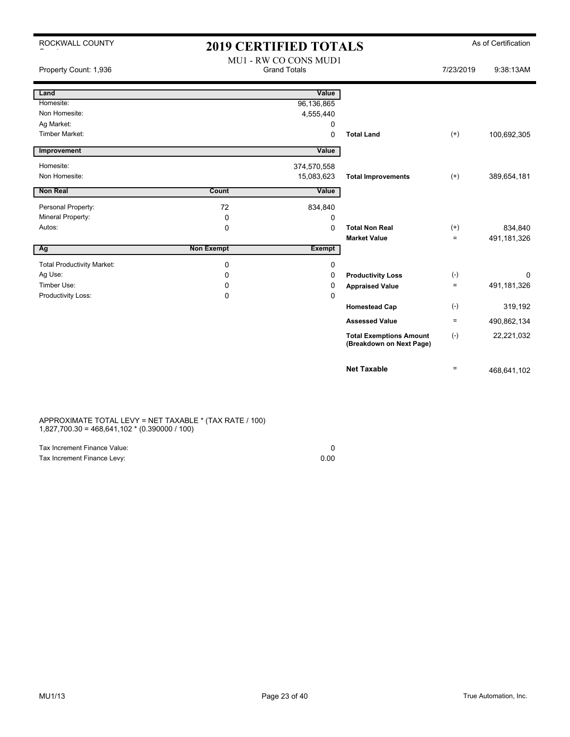ROCKWALL COUNTY

# 2019 CERTIFIED TOTALS

As of Certification

Property Count: 1,936

MU1 - RW CO CONS MUD1
Grand Totals

7/23/2019 9:38:13AM

| Land | | Value | | | |
|---|---|---|---|---|---|
| Homesite: | | 96,136,865 | | | |
| Non Homesite: | | 4,555,440 | | | |
| Ag Market: | | 0 | | | |
| Timber Market: | | 0 | **Total Land** | (+) | 100,692,305 |

| Improvement | | Value | | | |
|---|---|---|---|---|---|
| Homesite: | | 374,570,558 | | | |
| Non Homesite: | | 15,083,623 | **Total Improvements** | (+) | 389,654,181 |

| Non Real | Count | Value | | | |
|---|---|---|---|---|---|
| Personal Property: | 72 | 834,840 | | | |
| Mineral Property: | 0 | 0 | | | |
| Autos: | 0 | 0 | **Total Non Real** | (+) | 834,840 |
| | | | **Market Value** | = | 491,181,326 |

| Ag | Non Exempt | Exempt | | | |
|---|---|---|---|---|---|
| Total Productivity Market: | 0 | 0 | | | |
| Ag Use: | 0 | 0 | **Productivity Loss** | (-) | 0 |
| Timber Use: | 0 | 0 | **Appraised Value** | = | 491,181,326 |
| Productivity Loss: | 0 | 0 | | | |
| | | | **Homestead Cap** | (-) | 319,192 |
| | | | **Assessed Value** | = | 490,862,134 |
| | | | **Total Exemptions Amount (Breakdown on Next Page)** | (-) | 22,221,032 |
| | | | **Net Taxable** | = | 468,641,102 |

APPROXIMATE TOTAL LEVY = NET TAXABLE * (TAX RATE / 100)
1,827,700.30 = 468,641,102 * (0.390000 / 100)

| | |
|---|---|
| Tax Increment Finance Value: | 0 |
| Tax Increment Finance Levy: | 0.00 |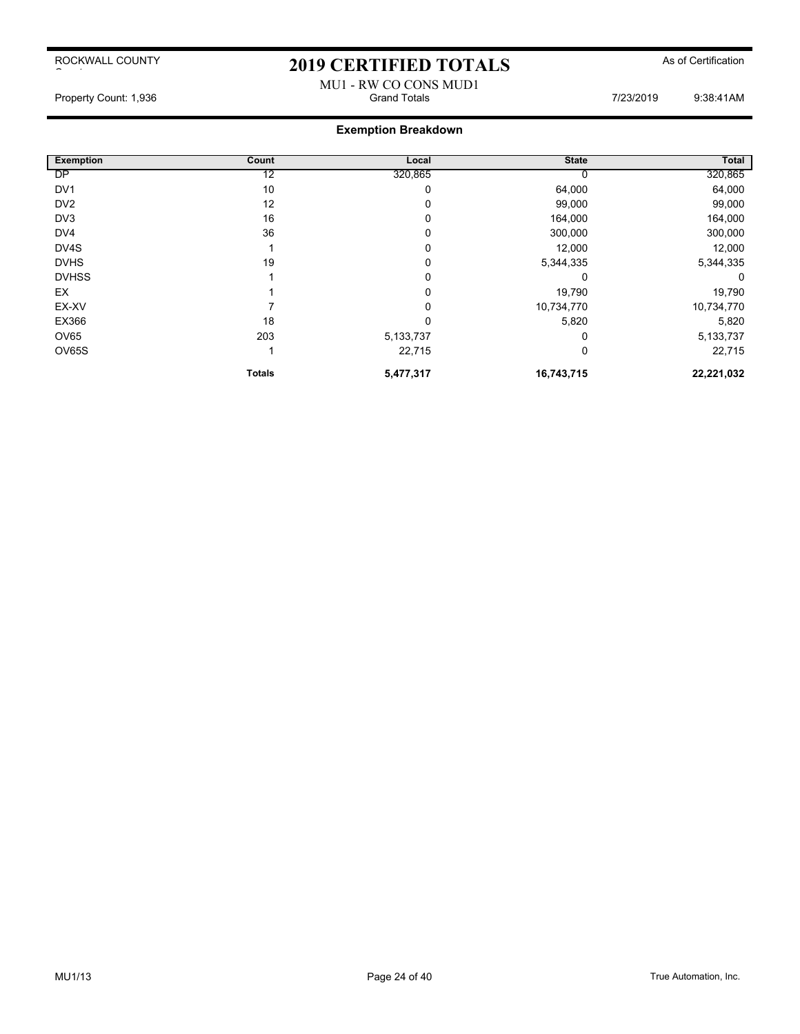ROCKWALL COUNTY

# 2019 CERTIFIED TOTALS

As of Certification

MU1 - RW CO CONS MUD1

Property Count: 1,936 | Grand Totals | 7/23/2019 9:38:41AM

## Exemption Breakdown

| Exemption | Count | Local | State | Total |
|---|---|---|---|---|
| DP | 12 | 320,865 | 0 | 320,865 |
| DV1 | 10 | 0 | 64,000 | 64,000 |
| DV2 | 12 | 0 | 99,000 | 99,000 |
| DV3 | 16 | 0 | 164,000 | 164,000 |
| DV4 | 36 | 0 | 300,000 | 300,000 |
| DV4S | 1 | 0 | 12,000 | 12,000 |
| DVHS | 19 | 0 | 5,344,335 | 5,344,335 |
| DVHSS | 1 | 0 | 0 | 0 |
| EX | 1 | 0 | 19,790 | 19,790 |
| EX-XV | 7 | 0 | 10,734,770 | 10,734,770 |
| EX366 | 18 | 0 | 5,820 | 5,820 |
| OV65 | 203 | 5,133,737 | 0 | 5,133,737 |
| OV65S | 1 | 22,715 | 0 | 22,715 |
| | **Totals** | **5,477,317** | **16,743,715** | **22,221,032** |

MU1/13

True Automation, Inc.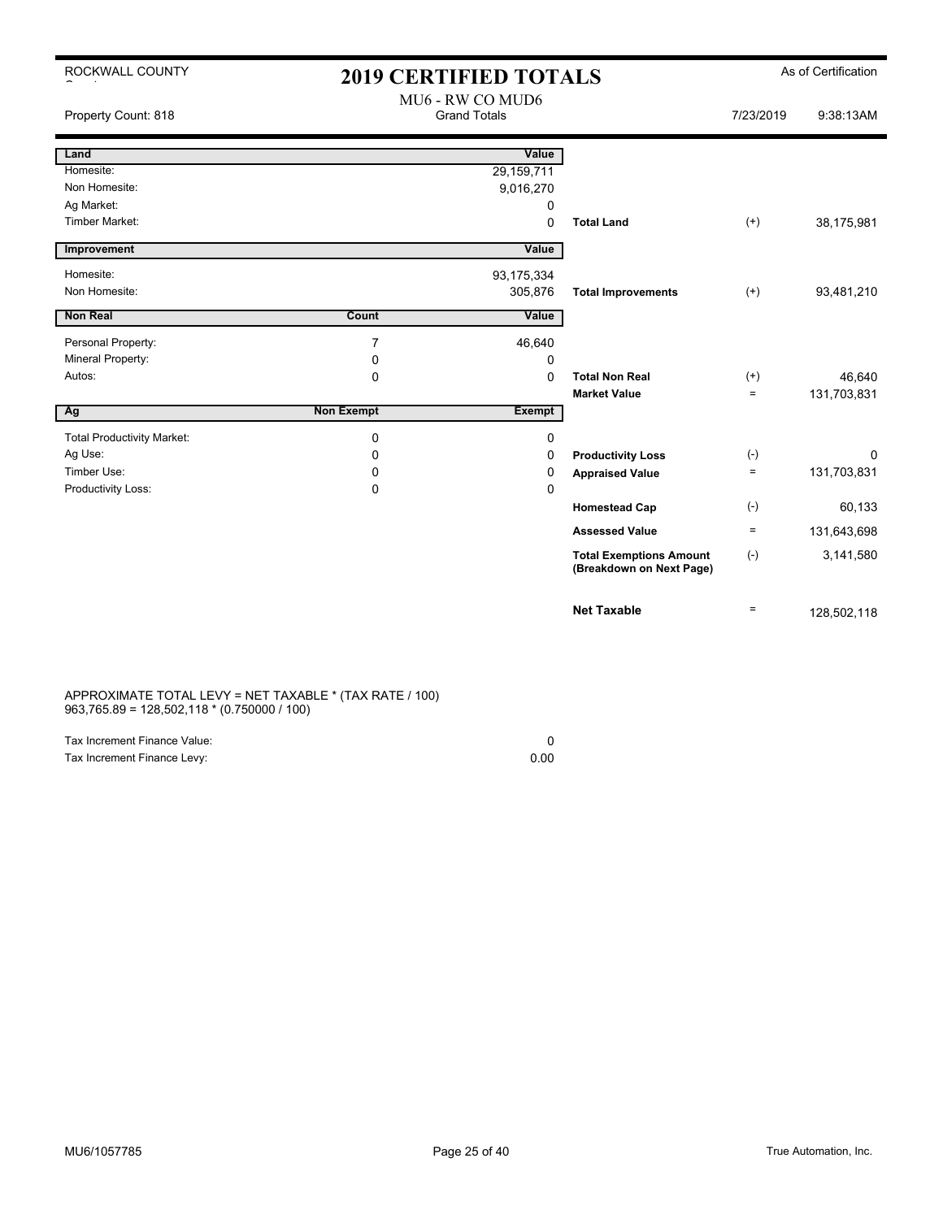ROCKWALL COUNTY

# 2019 CERTIFIED TOTALS

As of Certification

MU6 - RW CO MUD6

Property Count: 818 — Grand Totals — 7/23/2019 9:38:13AM

| Land | | Value | | | |
|---|---|---|---|---|---|
| Homesite: | | 29,159,711 | | | |
| Non Homesite: | | 9,016,270 | | | |
| Ag Market: | | 0 | | | |
| Timber Market: | | 0 | **Total Land** | (+) | 38,175,981 |
| **Improvement** | | **Value** | | | |
| Homesite: | | 93,175,334 | | | |
| Non Homesite: | | 305,876 | **Total Improvements** | (+) | 93,481,210 |
| **Non Real** | **Count** | **Value** | | | |
| Personal Property: | 7 | 46,640 | | | |
| Mineral Property: | 0 | 0 | | | |
| Autos: | 0 | 0 | **Total Non Real** | (+) | 46,640 |
| | | | **Market Value** | = | 131,703,831 |
| **Ag** | **Non Exempt** | **Exempt** | | | |
| Total Productivity Market: | 0 | 0 | | | |
| Ag Use: | 0 | 0 | **Productivity Loss** | (-) | 0 |
| Timber Use: | 0 | 0 | **Appraised Value** | = | 131,703,831 |
| Productivity Loss: | 0 | 0 | | | |
| | | | **Homestead Cap** | (-) | 60,133 |
| | | | **Assessed Value** | = | 131,643,698 |
| | | | **Total Exemptions Amount (Breakdown on Next Page)** | (-) | 3,141,580 |
| | | | **Net Taxable** | = | 128,502,118 |

APPROXIMATE TOTAL LEVY = NET TAXABLE * (TAX RATE / 100)
963,765.89 = 128,502,118 * (0.750000 / 100)

| | |
|---|---|
| Tax Increment Finance Value: | 0 |
| Tax Increment Finance Levy: | 0.00 |

MU6/1057785 — True Automation, Inc.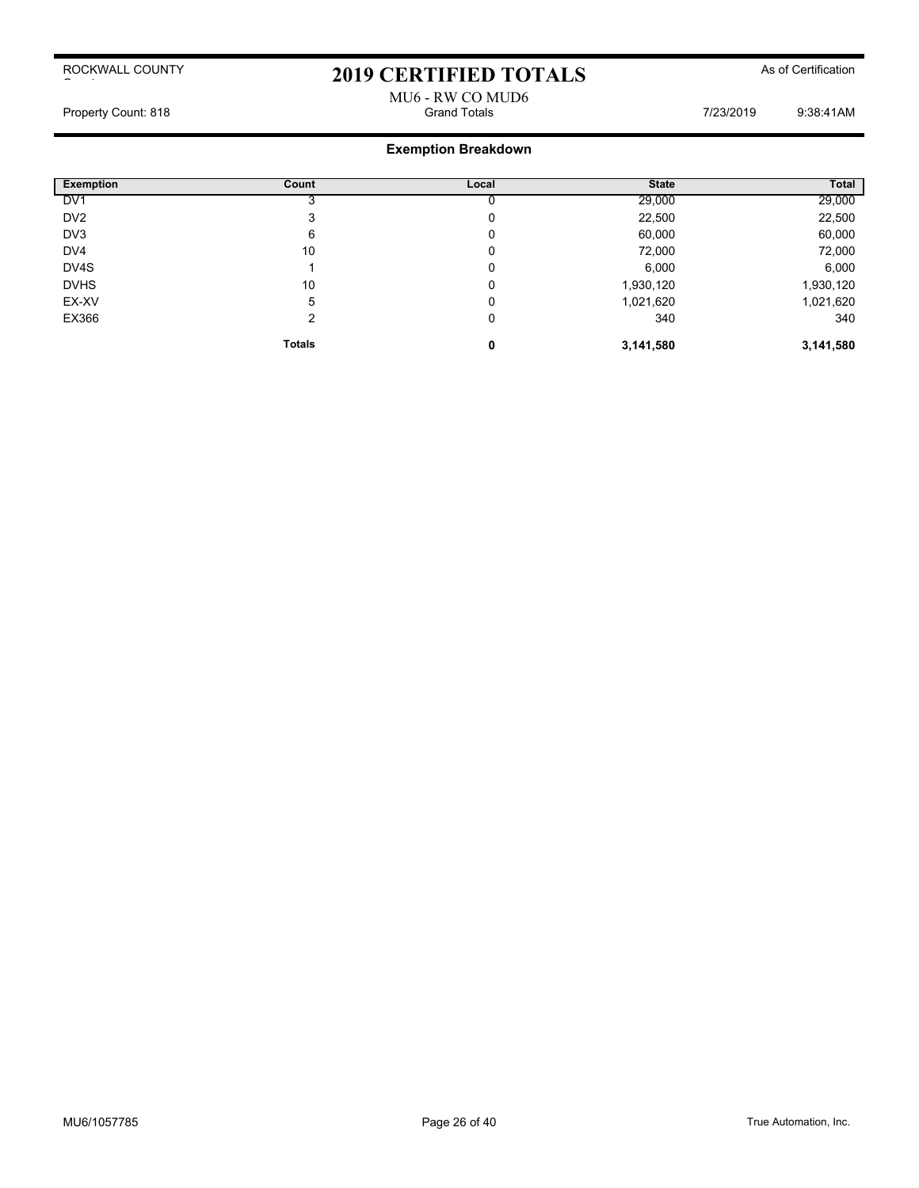# 2019 CERTIFIED TOTALS

ROCKWALL COUNTY

As of Certification

MU6 - RW CO MUD6

Property Count: 818 | Grand Totals | 7/23/2019 9:38:41AM

## Exemption Breakdown

| Exemption | Count | Local | State | Total |
|---|---|---|---|---|
| DV1 | 3 | 0 | 29,000 | 29,000 |
| DV2 | 3 | 0 | 22,500 | 22,500 |
| DV3 | 6 | 0 | 60,000 | 60,000 |
| DV4 | 10 | 0 | 72,000 | 72,000 |
| DV4S | 1 | 0 | 6,000 | 6,000 |
| DVHS | 10 | 0 | 1,930,120 | 1,930,120 |
| EX-XV | 5 | 0 | 1,021,620 | 1,021,620 |
| EX366 | 2 | 0 | 340 | 340 |
| | **Totals** | **0** | **3,141,580** | **3,141,580** |

MU6/1057785

True Automation, Inc.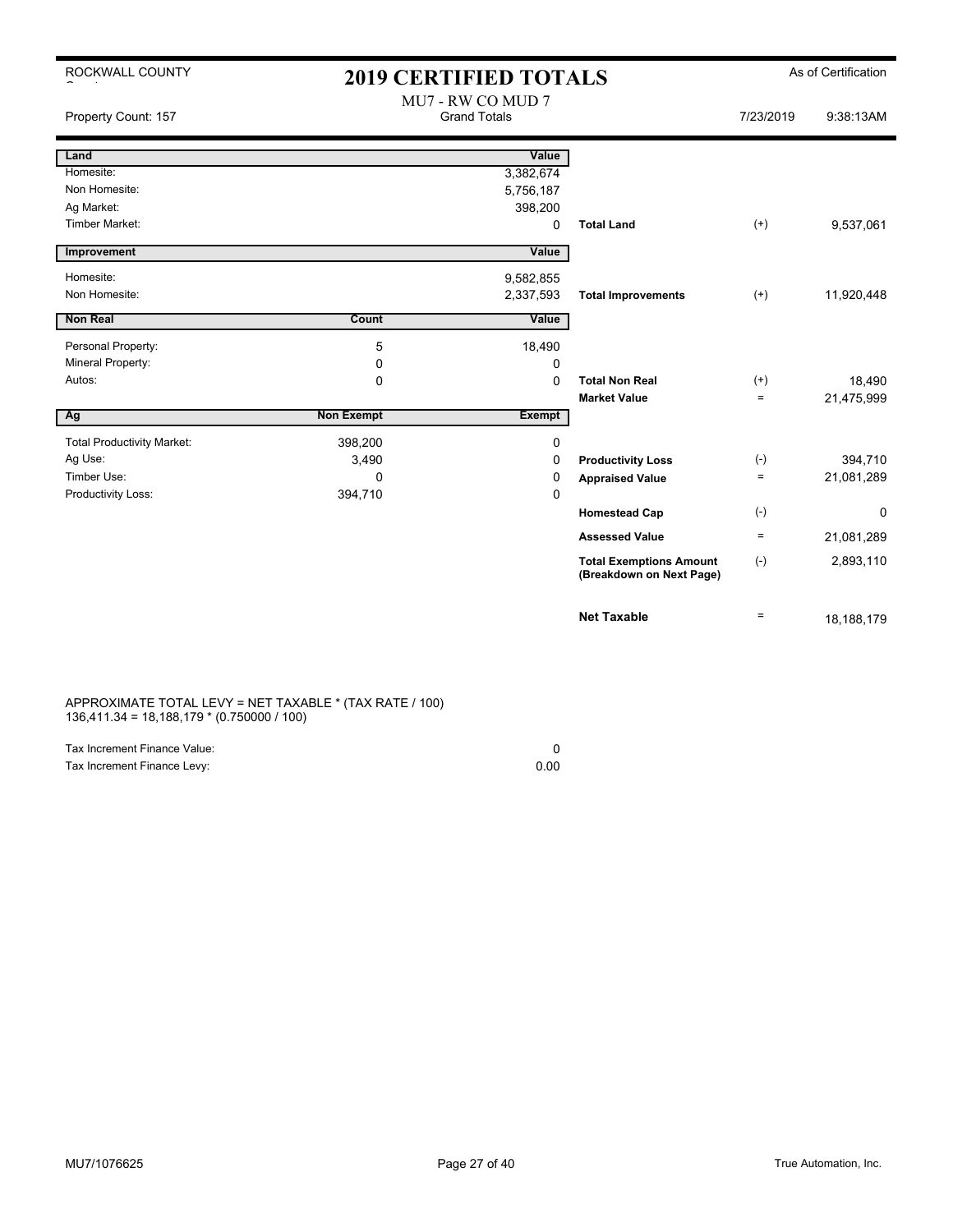ROCKWALL COUNTY

# 2019 CERTIFIED TOTALS

As of Certification

MU7 - RW CO MUD 7
Grand Totals

Property Count: 157 7/23/2019 9:38:13AM

| Land | | Value | | | |
|---|---|---|---|---|---|
| Homesite: | | 3,382,674 | | | |
| Non Homesite: | | 5,756,187 | | | |
| Ag Market: | | 398,200 | | | |
| Timber Market: | | 0 | **Total Land** | (+) | 9,537,061 |

| Improvement | | Value | | | |
|---|---|---|---|---|---|
| Homesite: | | 9,582,855 | | | |
| Non Homesite: | | 2,337,593 | **Total Improvements** | (+) | 11,920,448 |

| Non Real | Count | Value | | | |
|---|---|---|---|---|---|
| Personal Property: | 5 | 18,490 | | | |
| Mineral Property: | 0 | 0 | | | |
| Autos: | 0 | 0 | **Total Non Real** | (+) | 18,490 |
| | | | **Market Value** | = | 21,475,999 |

| Ag | Non Exempt | Exempt | | | |
|---|---|---|---|---|---|
| Total Productivity Market: | 398,200 | 0 | | | |
| Ag Use: | 3,490 | 0 | **Productivity Loss** | (-) | 394,710 |
| Timber Use: | 0 | 0 | **Appraised Value** | = | 21,081,289 |
| Productivity Loss: | 394,710 | 0 | | | |
| | | | **Homestead Cap** | (-) | 0 |
| | | | **Assessed Value** | = | 21,081,289 |
| | | | **Total Exemptions Amount (Breakdown on Next Page)** | (-) | 2,893,110 |
| | | | **Net Taxable** | = | 18,188,179 |

APPROXIMATE TOTAL LEVY = NET TAXABLE * (TAX RATE / 100)
136,411.34 = 18,188,179 * (0.750000 / 100)

| | |
|---|---|
| Tax Increment Finance Value: | 0 |
| Tax Increment Finance Levy: | 0.00 |

MU7/1076625 True Automation, Inc.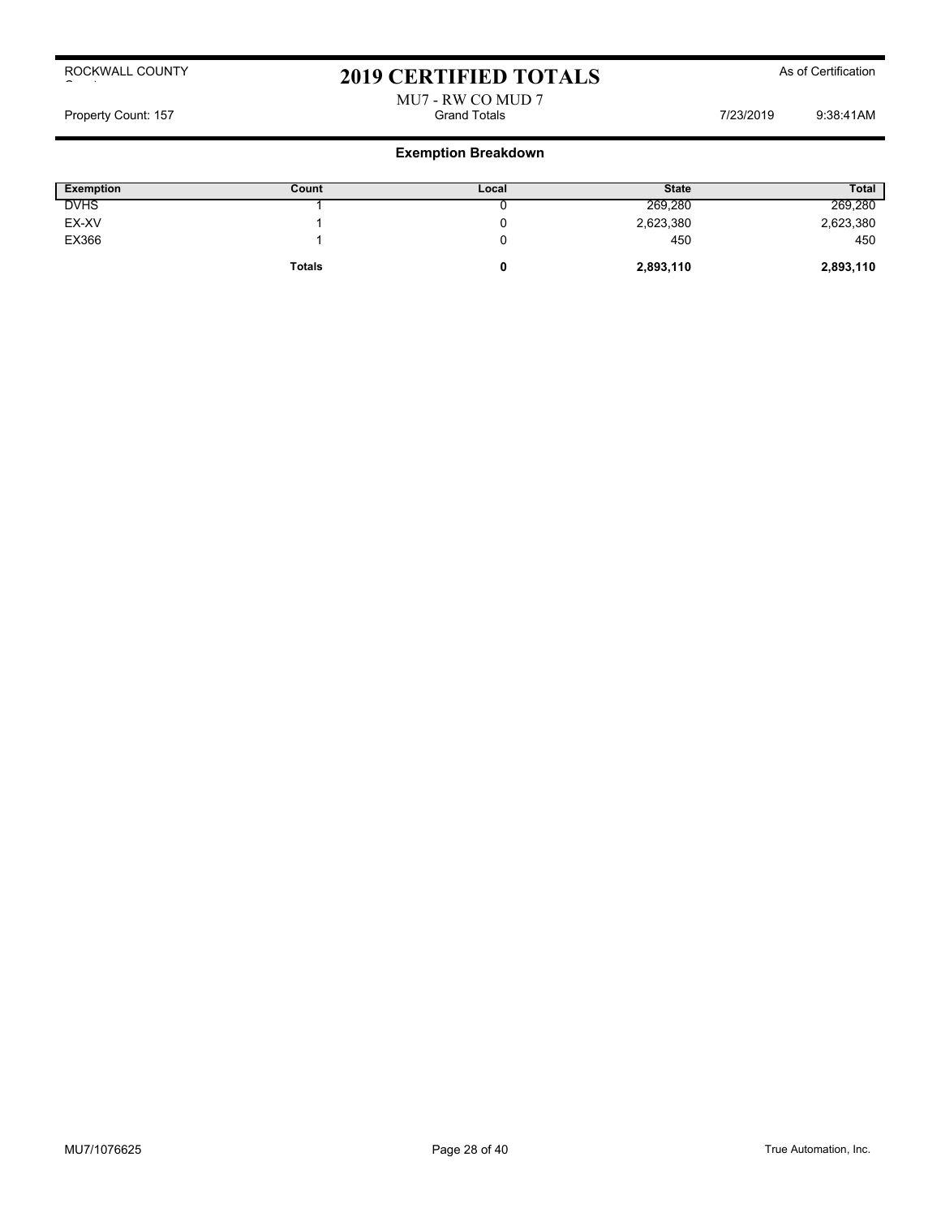ROCKWALL COUNTY

# 2019 CERTIFIED TOTALS

As of Certification

MU7 - RW CO MUD 7

Property Count: 157 | Grand Totals | 7/23/2019 9:38:41AM

## Exemption Breakdown

| Exemption | Count | Local | State | Total |
|---|---|---|---|---|
| DVHS | 1 | 0 | 269,280 | 269,280 |
| EX-XV | 1 | 0 | 2,623,380 | 2,623,380 |
| EX366 | 1 | 0 | 450 | 450 |
| | **Totals** | **0** | **2,893,110** | **2,893,110** |

MU7/1076625

True Automation, Inc.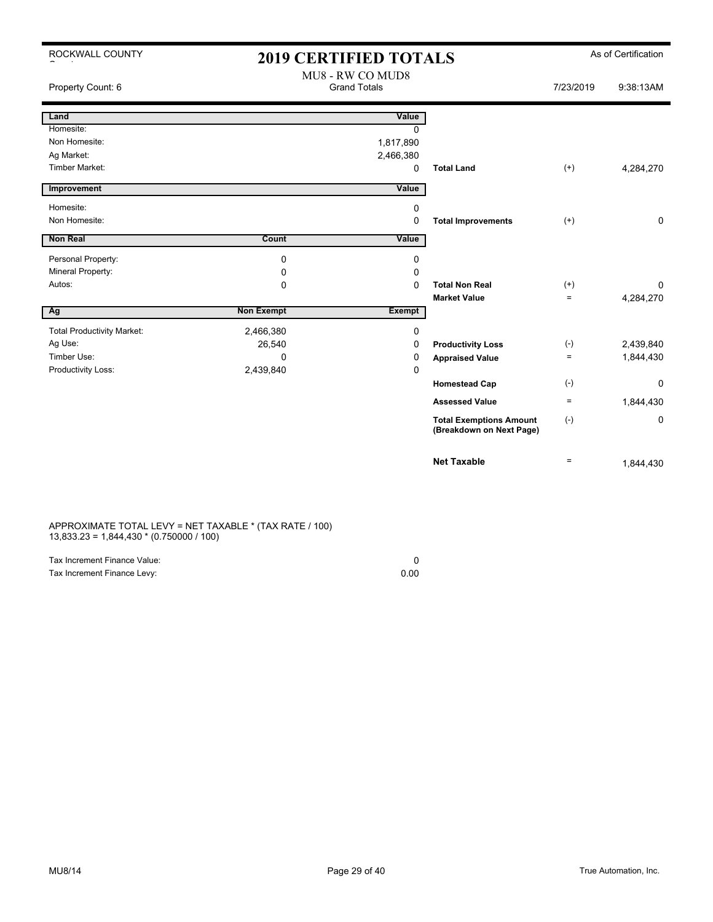ROCKWALL COUNTY

# 2019 CERTIFIED TOTALS

As of Certification

MU8 - RW CO MUD8
Grand Totals

Property Count: 6 — 7/23/2019 9:38:13AM

| Land | | Value | | | |
|---|---|---|---|---|---|
| Homesite: | | 0 | | | |
| Non Homesite: | | 1,817,890 | | | |
| Ag Market: | | 2,466,380 | | | |
| Timber Market: | | 0 | **Total Land** | (+) | 4,284,270 |

| Improvement | | Value | | | |
|---|---|---|---|---|---|
| Homesite: | | 0 | | | |
| Non Homesite: | | 0 | **Total Improvements** | (+) | 0 |

| Non Real | Count | Value | | | |
|---|---|---|---|---|---|
| Personal Property: | 0 | 0 | | | |
| Mineral Property: | 0 | 0 | | | |
| Autos: | 0 | 0 | **Total Non Real** | (+) | 0 |
| | | | **Market Value** | = | 4,284,270 |

| Ag | Non Exempt | Exempt | | | |
|---|---|---|---|---|---|
| Total Productivity Market: | 2,466,380 | 0 | | | |
| Ag Use: | 26,540 | 0 | **Productivity Loss** | (-) | 2,439,840 |
| Timber Use: | 0 | 0 | **Appraised Value** | = | 1,844,430 |
| Productivity Loss: | 2,439,840 | 0 | | | |
| | | | **Homestead Cap** | (-) | 0 |
| | | | **Assessed Value** | = | 1,844,430 |
| | | | **Total Exemptions Amount (Breakdown on Next Page)** | (-) | 0 |
| | | | **Net Taxable** | = | 1,844,430 |

APPROXIMATE TOTAL LEVY = NET TAXABLE * (TAX RATE / 100)
13,833.23 = 1,844,430 * (0.750000 / 100)

| | |
|---|---|
| Tax Increment Finance Value: | 0 |
| Tax Increment Finance Levy: | 0.00 |

MU8/14 — True Automation, Inc.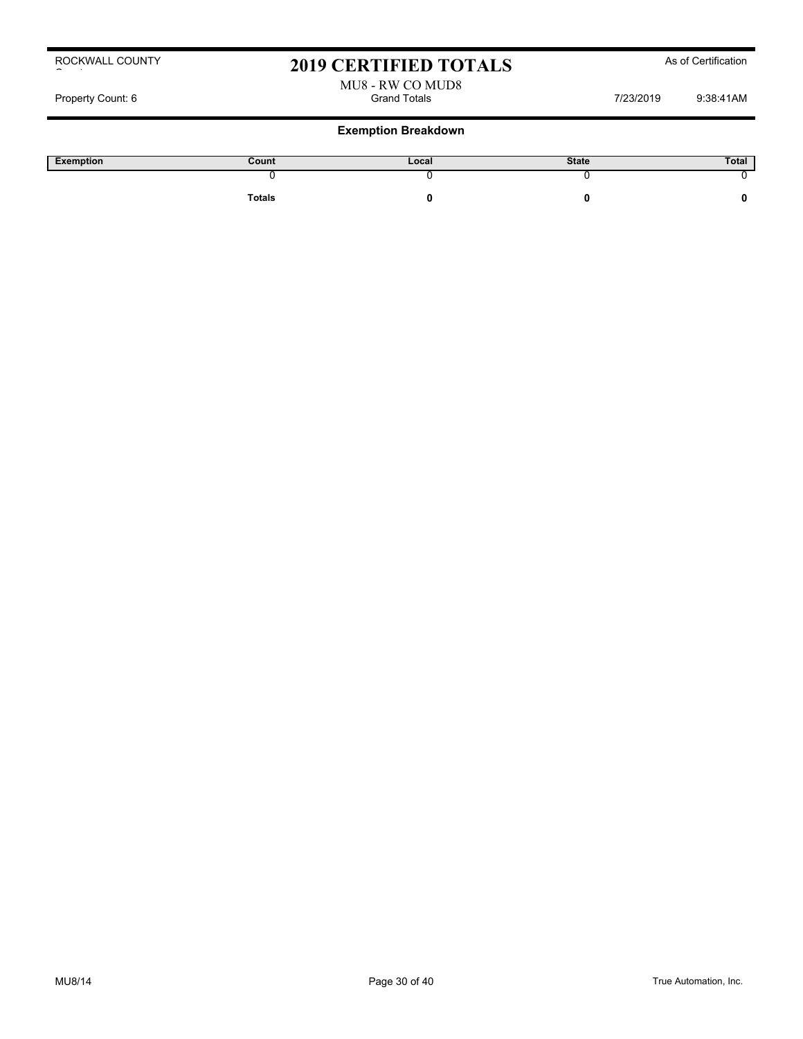ROCKWALL COUNTY

# 2019 CERTIFIED TOTALS

As of Certification

MU8 - RW CO MUD8

Property Count: 6 | Grand Totals | 7/23/2019 9:38:41AM

## Exemption Breakdown

| Exemption | Count | Local | State | Total |
|---|---|---|---|---|
| | 0 | 0 | 0 | 0 |
| | **Totals** | **0** | **0** | **0** |

MU8/14

True Automation, Inc.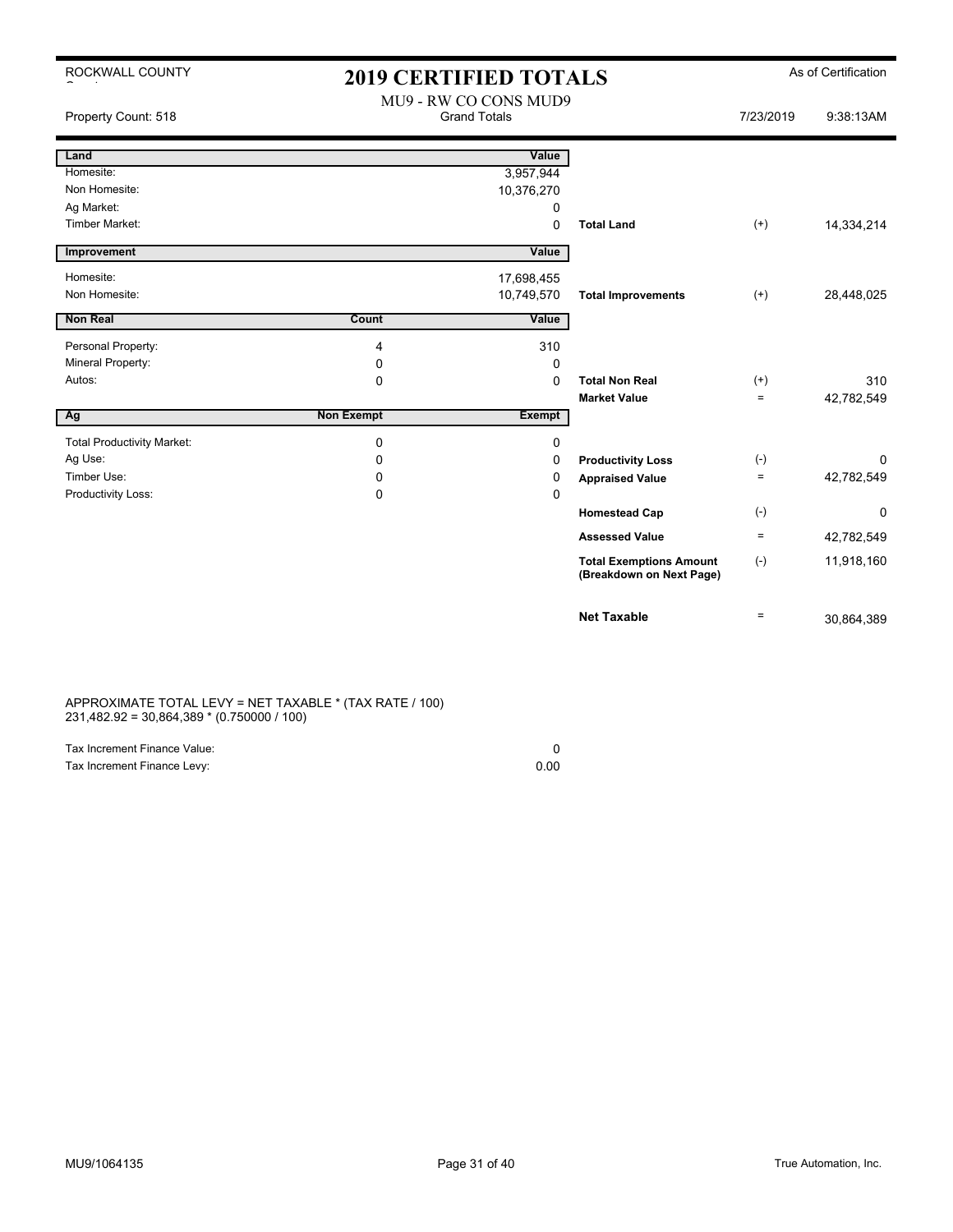ROCKWALL COUNTY

# 2019 CERTIFIED TOTALS

As of Certification

MU9 - RW CO CONS MUD9
Grand Totals

Property Count: 518 7/23/2019 9:38:13AM

| Land | | Value | | | |
|---|---|---|---|---|---|
| Homesite: | | 3,957,944 | | | |
| Non Homesite: | | 10,376,270 | | | |
| Ag Market: | | 0 | | | |
| Timber Market: | | 0 | **Total Land** | (+) | 14,334,214 |

| Improvement | | Value | | | |
|---|---|---|---|---|---|
| Homesite: | | 17,698,455 | | | |
| Non Homesite: | | 10,749,570 | **Total Improvements** | (+) | 28,448,025 |

| Non Real | Count | Value | | | |
|---|---|---|---|---|---|
| Personal Property: | 4 | 310 | | | |
| Mineral Property: | 0 | 0 | | | |
| Autos: | 0 | 0 | **Total Non Real** | (+) | 310 |
| | | | **Market Value** | = | 42,782,549 |

| Ag | Non Exempt | Exempt | | | |
|---|---|---|---|---|---|
| Total Productivity Market: | 0 | 0 | | | |
| Ag Use: | 0 | 0 | **Productivity Loss** | (-) | 0 |
| Timber Use: | 0 | 0 | **Appraised Value** | = | 42,782,549 |
| Productivity Loss: | 0 | 0 | | | |
| | | | **Homestead Cap** | (-) | 0 |
| | | | **Assessed Value** | = | 42,782,549 |
| | | | **Total Exemptions Amount (Breakdown on Next Page)** | (-) | 11,918,160 |
| | | | **Net Taxable** | = | 30,864,389 |

APPROXIMATE TOTAL LEVY = NET TAXABLE * (TAX RATE / 100)
231,482.92 = 30,864,389 * (0.750000 / 100)

| | |
|---|---|
| Tax Increment Finance Value: | 0 |
| Tax Increment Finance Levy: | 0.00 |

MU9/1064135 True Automation, Inc.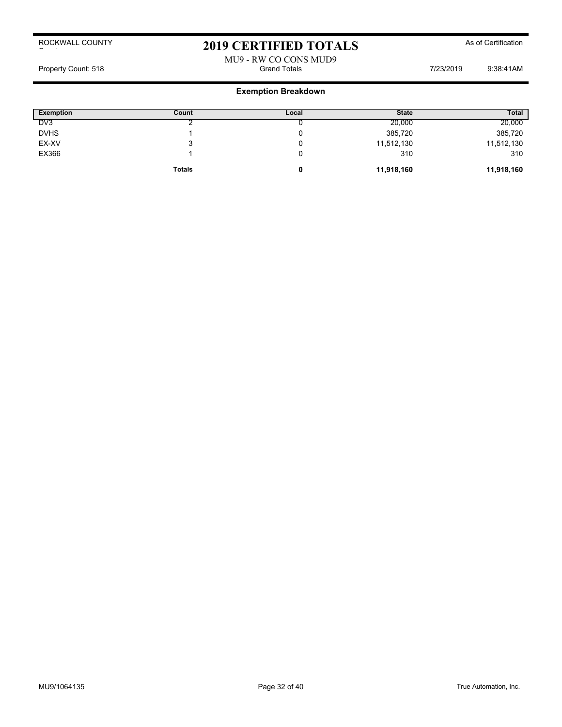ROCKWALL COUNTY

# 2019 CERTIFIED TOTALS

As of Certification

MU9 - RW CO CONS MUD9

Property Count: 518 | Grand Totals | 7/23/2019 9:38:41AM

## Exemption Breakdown

| Exemption | Count | Local | State | Total |
|---|---|---|---|---|
| DV3 | 2 | 0 | 20,000 | 20,000 |
| DVHS | 1 | 0 | 385,720 | 385,720 |
| EX-XV | 3 | 0 | 11,512,130 | 11,512,130 |
| EX366 | 1 | 0 | 310 | 310 |
| | **Totals** | **0** | **11,918,160** | **11,918,160** |

MU9/1064135

True Automation, Inc.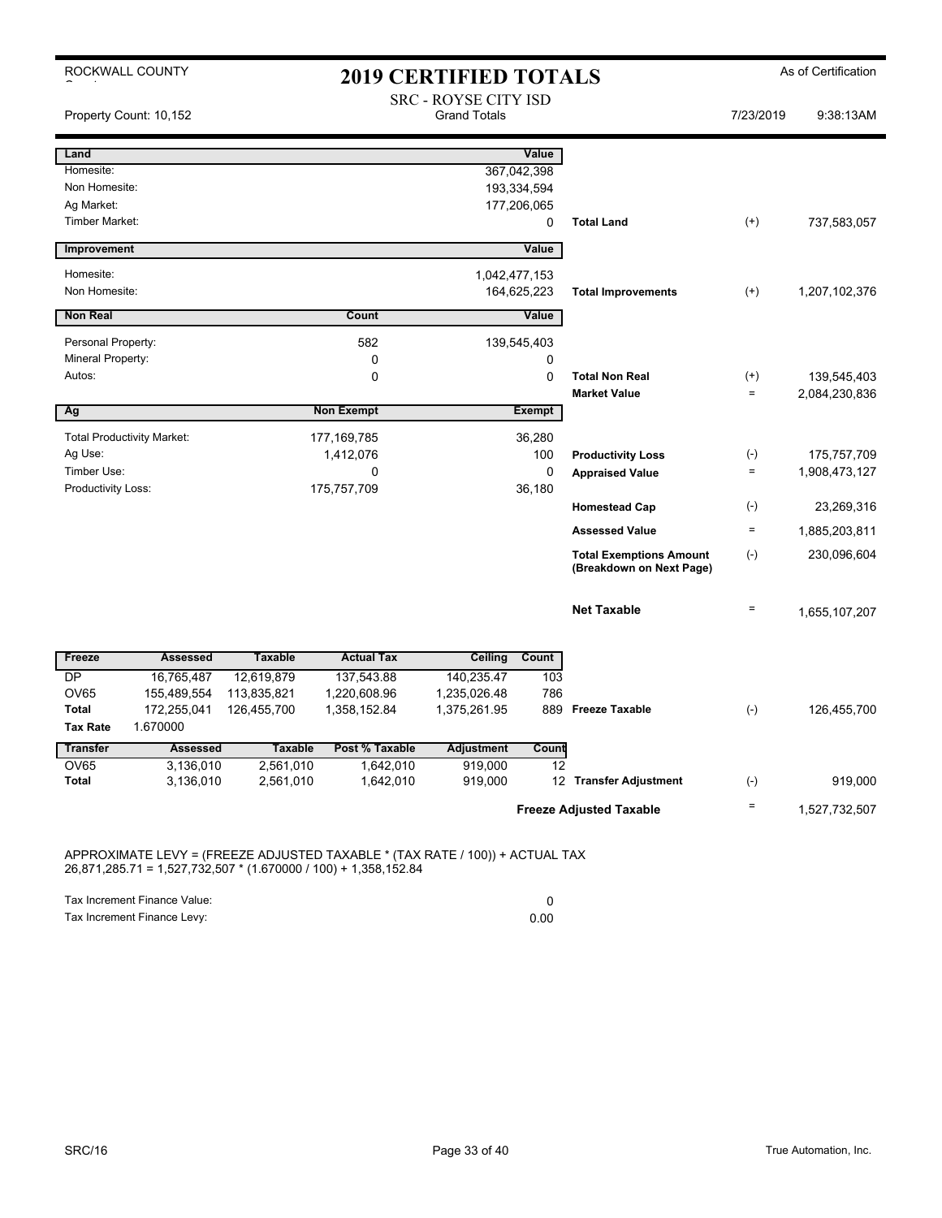ROCKWALL COUNTY

# 2019 CERTIFIED TOTALS

As of Certification

Property Count: 10,152

SRC - ROYSE CITY ISD
Grand Totals

7/23/2019 9:38:13AM

| Land | Value | | | |
|---|---|---|---|---|
| Homesite: | 367,042,398 | | | |
| Non Homesite: | 193,334,594 | | | |
| Ag Market: | 177,206,065 | | | |
| Timber Market: | 0 | **Total Land** | (+) | 737,583,057 |

| Improvement | Value | | | |
|---|---|---|---|---|
| Homesite: | 1,042,477,153 | | | |
| Non Homesite: | 164,625,223 | **Total Improvements** | (+) | 1,207,102,376 |

| Non Real | Count | Value | | | |
|---|---|---|---|---|---|
| Personal Property: | 582 | 139,545,403 | | | |
| Mineral Property: | 0 | 0 | | | |
| Autos: | 0 | 0 | **Total Non Real** | (+) | 139,545,403 |
| | | | **Market Value** | = | 2,084,230,836 |

| Ag | Non Exempt | Exempt | | | |
|---|---|---|---|---|---|
| Total Productivity Market: | 177,169,785 | 36,280 | | | |
| Ag Use: | 1,412,076 | 100 | **Productivity Loss** | (-) | 175,757,709 |
| Timber Use: | 0 | 0 | **Appraised Value** | = | 1,908,473,127 |
| Productivity Loss: | 175,757,709 | 36,180 | | | |
| | | | **Homestead Cap** | (-) | 23,269,316 |
| | | | **Assessed Value** | = | 1,885,203,811 |
| | | | **Total Exemptions Amount (Breakdown on Next Page)** | (-) | 230,096,604 |
| | | | **Net Taxable** | = | 1,655,107,207 |

| Freeze | Assessed | Taxable | Actual Tax | Ceiling | Count | | | |
|---|---|---|---|---|---|---|---|---|
| DP | 16,765,487 | 12,619,879 | 137,543.88 | 140,235.47 | 103 | | | |
| OV65 | 155,489,554 | 113,835,821 | 1,220,608.96 | 1,235,026.48 | 786 | | | |
| **Total** | 172,255,041 | 126,455,700 | 1,358,152.84 | 1,375,261.95 | 889 | **Freeze Taxable** | (-) | 126,455,700 |
| **Tax Rate** | 1.670000 | | | | | | | |

| Transfer | Assessed | Taxable | Post % Taxable | Adjustment | Count | | | |
|---|---|---|---|---|---|---|---|---|
| OV65 | 3,136,010 | 2,561,010 | 1,642,010 | 919,000 | 12 | | | |
| **Total** | 3,136,010 | 2,561,010 | 1,642,010 | 919,000 | 12 | **Transfer Adjustment** | (-) | 919,000 |
| | | | | | | **Freeze Adjusted Taxable** | = | 1,527,732,507 |

APPROXIMATE LEVY = (FREEZE ADJUSTED TAXABLE * (TAX RATE / 100)) + ACTUAL TAX
26,871,285.71 = 1,527,732,507 * (1.670000 / 100) + 1,358,152.84

| | |
|---|---|
| Tax Increment Finance Value: | 0 |
| Tax Increment Finance Levy: | 0.00 |

SRC/16

True Automation, Inc.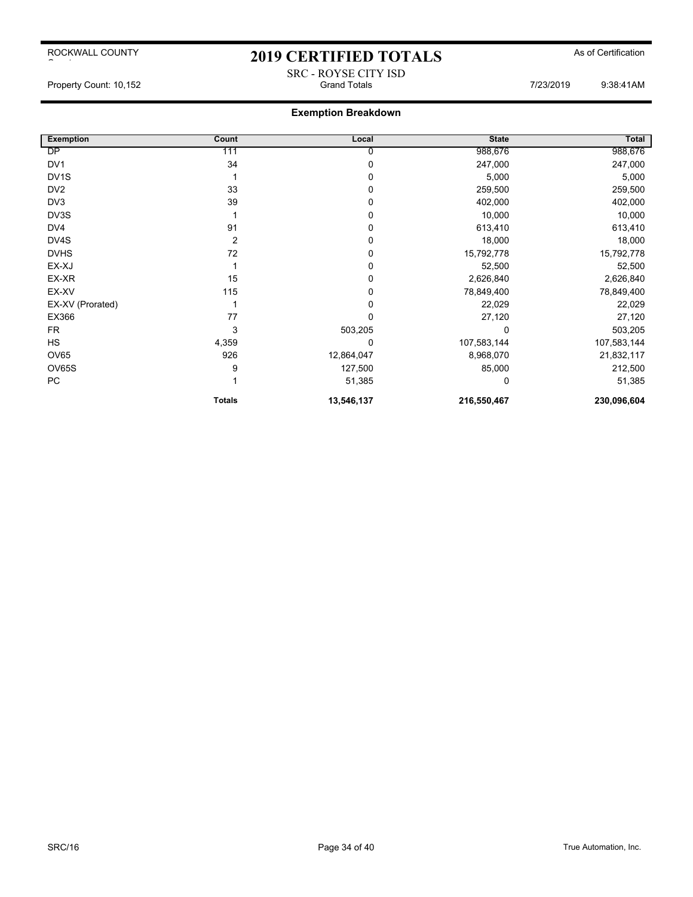# 2019 CERTIFIED TOTALS

ROCKWALL COUNTY

As of Certification

SRC - ROYSE CITY ISD

Property Count: 10,152 | Grand Totals | 7/23/2019 9:38:41AM

## Exemption Breakdown

| Exemption | Count | Local | State | Total |
|---|---|---|---|---|
| DP | 111 | 0 | 988,676 | 988,676 |
| DV1 | 34 | 0 | 247,000 | 247,000 |
| DV1S | 1 | 0 | 5,000 | 5,000 |
| DV2 | 33 | 0 | 259,500 | 259,500 |
| DV3 | 39 | 0 | 402,000 | 402,000 |
| DV3S | 1 | 0 | 10,000 | 10,000 |
| DV4 | 91 | 0 | 613,410 | 613,410 |
| DV4S | 2 | 0 | 18,000 | 18,000 |
| DVHS | 72 | 0 | 15,792,778 | 15,792,778 |
| EX-XJ | 1 | 0 | 52,500 | 52,500 |
| EX-XR | 15 | 0 | 2,626,840 | 2,626,840 |
| EX-XV | 115 | 0 | 78,849,400 | 78,849,400 |
| EX-XV (Prorated) | 1 | 0 | 22,029 | 22,029 |
| EX366 | 77 | 0 | 27,120 | 27,120 |
| FR | 3 | 503,205 | 0 | 503,205 |
| HS | 4,359 | 0 | 107,583,144 | 107,583,144 |
| OV65 | 926 | 12,864,047 | 8,968,070 | 21,832,117 |
| OV65S | 9 | 127,500 | 85,000 | 212,500 |
| PC | 1 | 51,385 | 0 | 51,385 |
| | **Totals** | **13,546,137** | **216,550,467** | **230,096,604** |

SRC/16

True Automation, Inc.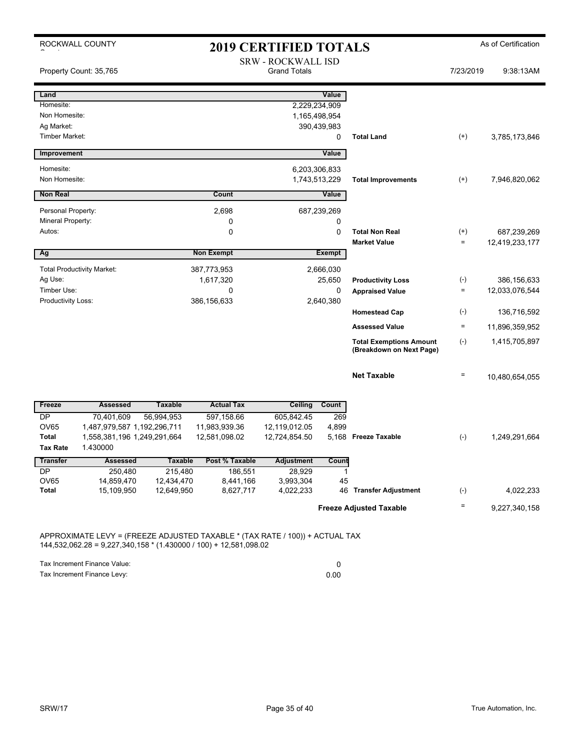ROCKWALL COUNTY

# 2019 CERTIFIED TOTALS

As of Certification

SRW - ROCKWALL ISD
Grand Totals

Property Count: 35,765

7/23/2019 9:38:13AM

| Land | | Value | | | |
|---|---|---|---|---|---|
| Homesite: | | 2,229,234,909 | | | |
| Non Homesite: | | 1,165,498,954 | | | |
| Ag Market: | | 390,439,983 | | | |
| Timber Market: | | 0 | Total Land | (+) | 3,785,173,846 |

| Improvement | | Value | | | |
|---|---|---|---|---|---|
| Homesite: | | 6,203,306,833 | | | |
| Non Homesite: | | 1,743,513,229 | Total Improvements | (+) | 7,946,820,062 |

| Non Real | Count | Value | | | |
|---|---|---|---|---|---|
| Personal Property: | 2,698 | 687,239,269 | | | |
| Mineral Property: | 0 | 0 | | | |
| Autos: | 0 | 0 | Total Non Real | (+) | 687,239,269 |
| | | | Market Value | = | 12,419,233,177 |

| Ag | Non Exempt | Exempt | | | |
|---|---|---|---|---|---|
| Total Productivity Market: | 387,773,953 | 2,666,030 | | | |
| Ag Use: | 1,617,320 | 25,650 | Productivity Loss | (-) | 386,156,633 |
| Timber Use: | 0 | 0 | Appraised Value | = | 12,033,076,544 |
| Productivity Loss: | 386,156,633 | 2,640,380 | | | |
| | | | Homestead Cap | (-) | 136,716,592 |
| | | | Assessed Value | = | 11,896,359,952 |
| | | | Total Exemptions Amount (Breakdown on Next Page) | (-) | 1,415,705,897 |
| | | | Net Taxable | = | 10,480,654,055 |

| Freeze | Assessed | Taxable | Actual Tax | Ceiling | Count | | | |
|---|---|---|---|---|---|---|---|---|
| DP | 70,401,609 | 56,994,953 | 597,158.66 | 605,842.45 | 269 | | | |
| OV65 | 1,487,979,587 | 1,192,296,711 | 11,983,939.36 | 12,119,012.05 | 4,899 | | | |
| Total | 1,558,381,196 | 1,249,291,664 | 12,581,098.02 | 12,724,854.50 | 5,168 | Freeze Taxable | (-) | 1,249,291,664 |
| Tax Rate | 1.430000 | | | | | | | |

| Transfer | Assessed | Taxable | Post % Taxable | Adjustment | Count | | | |
|---|---|---|---|---|---|---|---|---|
| DP | 250,480 | 215,480 | 186,551 | 28,929 | 1 | | | |
| OV65 | 14,859,470 | 12,434,470 | 8,441,166 | 3,993,304 | 45 | | | |
| Total | 15,109,950 | 12,649,950 | 8,627,717 | 4,022,233 | 46 | Transfer Adjustment | (-) | 4,022,233 |
| | | | | | | Freeze Adjusted Taxable | = | 9,227,340,158 |

APPROXIMATE LEVY = (FREEZE ADJUSTED TAXABLE * (TAX RATE / 100)) + ACTUAL TAX
144,532,062.28 = 9,227,340,158 * (1.430000 / 100) + 12,581,098.02

| | |
|---|---|
| Tax Increment Finance Value: | 0 |
| Tax Increment Finance Levy: | 0.00 |

SRW/17

True Automation, Inc.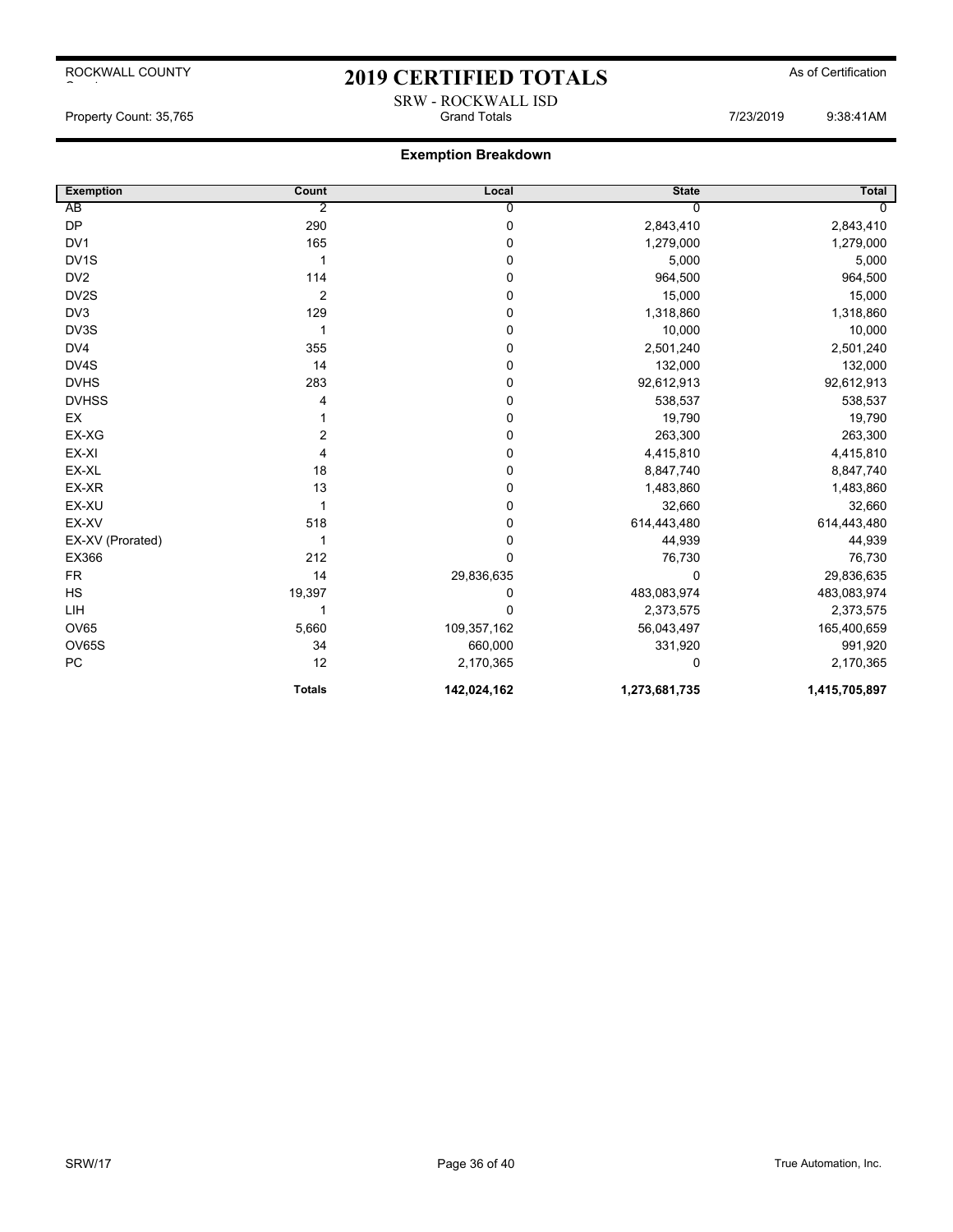ROCKWALL COUNTY

# 2019 CERTIFIED TOTALS

As of Certification

SRW - ROCKWALL ISD

Property Count: 35,765 | Grand Totals | 7/23/2019 9:38:41AM

## Exemption Breakdown

| Exemption | Count | Local | State | Total |
|---|---|---|---|---|
| AB | 2 | 0 | 0 | 0 |
| DP | 290 | 0 | 2,843,410 | 2,843,410 |
| DV1 | 165 | 0 | 1,279,000 | 1,279,000 |
| DV1S | 1 | 0 | 5,000 | 5,000 |
| DV2 | 114 | 0 | 964,500 | 964,500 |
| DV2S | 2 | 0 | 15,000 | 15,000 |
| DV3 | 129 | 0 | 1,318,860 | 1,318,860 |
| DV3S | 1 | 0 | 10,000 | 10,000 |
| DV4 | 355 | 0 | 2,501,240 | 2,501,240 |
| DV4S | 14 | 0 | 132,000 | 132,000 |
| DVHS | 283 | 0 | 92,612,913 | 92,612,913 |
| DVHSS | 4 | 0 | 538,537 | 538,537 |
| EX | 1 | 0 | 19,790 | 19,790 |
| EX-XG | 2 | 0 | 263,300 | 263,300 |
| EX-XI | 4 | 0 | 4,415,810 | 4,415,810 |
| EX-XL | 18 | 0 | 8,847,740 | 8,847,740 |
| EX-XR | 13 | 0 | 1,483,860 | 1,483,860 |
| EX-XU | 1 | 0 | 32,660 | 32,660 |
| EX-XV | 518 | 0 | 614,443,480 | 614,443,480 |
| EX-XV (Prorated) | 1 | 0 | 44,939 | 44,939 |
| EX366 | 212 | 0 | 76,730 | 76,730 |
| FR | 14 | 29,836,635 | 0 | 29,836,635 |
| HS | 19,397 | 0 | 483,083,974 | 483,083,974 |
| LIH | 1 | 0 | 2,373,575 | 2,373,575 |
| OV65 | 5,660 | 109,357,162 | 56,043,497 | 165,400,659 |
| OV65S | 34 | 660,000 | 331,920 | 991,920 |
| PC | 12 | 2,170,365 | 0 | 2,170,365 |
| | **Totals** | **142,024,162** | **1,273,681,735** | **1,415,705,897** |

SRW/17 | True Automation, Inc.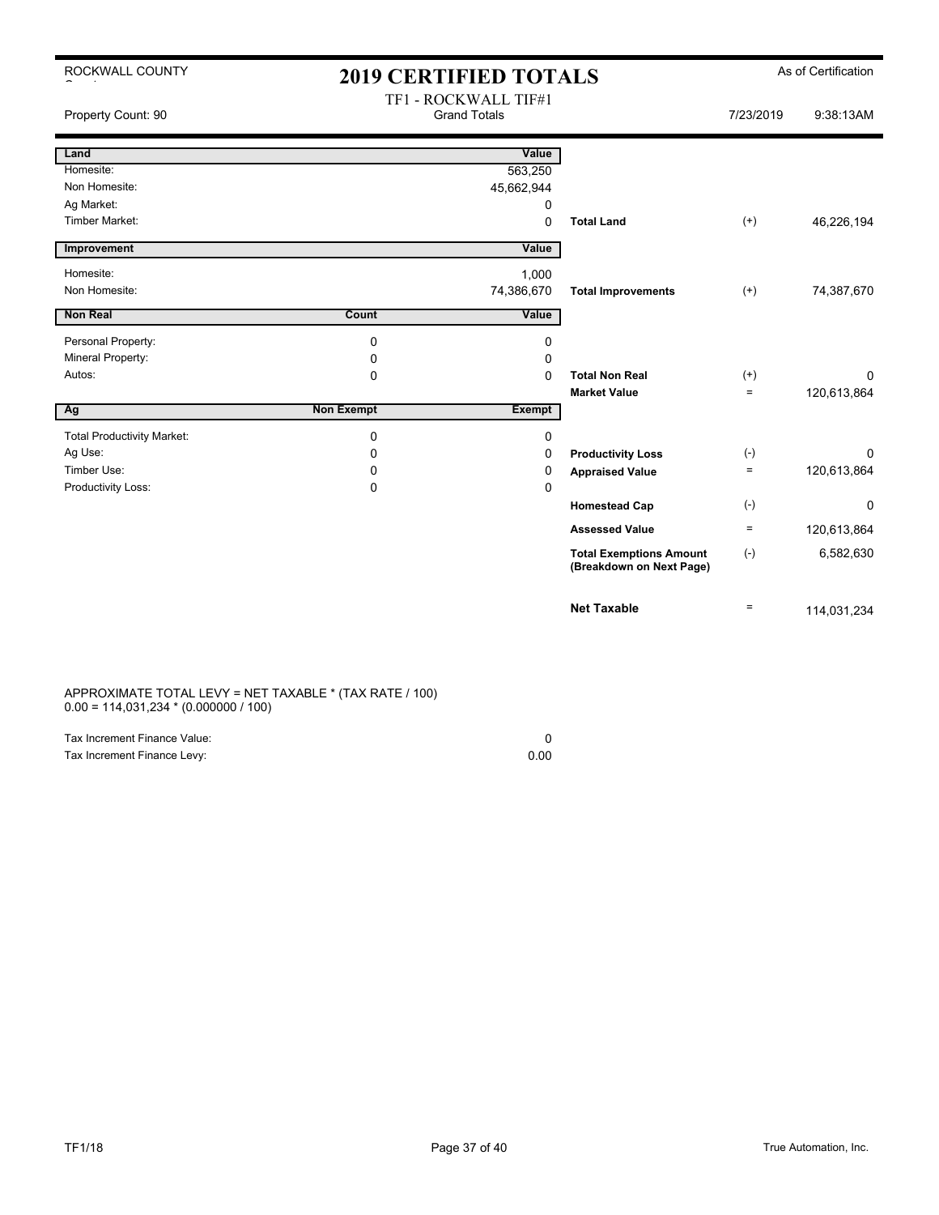ROCKWALL COUNTY

# 2019 CERTIFIED TOTALS

As of Certification

Property Count: 90

TF1 - ROCKWALL TIF#1
Grand Totals

7/23/2019 9:38:13AM

| Land | | Value | | | |
|---|---|---|---|---|---|
| Homesite: | | 563,250 | | | |
| Non Homesite: | | 45,662,944 | | | |
| Ag Market: | | 0 | | | |
| Timber Market: | | 0 | **Total Land** | (+) | 46,226,194 |

| Improvement | | Value | | | |
|---|---|---|---|---|---|
| Homesite: | | 1,000 | | | |
| Non Homesite: | | 74,386,670 | **Total Improvements** | (+) | 74,387,670 |

| Non Real | Count | Value | | | |
|---|---|---|---|---|---|
| Personal Property: | 0 | 0 | | | |
| Mineral Property: | 0 | 0 | | | |
| Autos: | 0 | 0 | **Total Non Real** | (+) | 0 |
| | | | **Market Value** | = | 120,613,864 |

| Ag | Non Exempt | Exempt | | | |
|---|---|---|---|---|---|
| Total Productivity Market: | 0 | 0 | | | |
| Ag Use: | 0 | 0 | **Productivity Loss** | (-) | 0 |
| Timber Use: | 0 | 0 | **Appraised Value** | = | 120,613,864 |
| Productivity Loss: | 0 | 0 | | | |
| | | | **Homestead Cap** | (-) | 0 |
| | | | **Assessed Value** | = | 120,613,864 |
| | | | **Total Exemptions Amount (Breakdown on Next Page)** | (-) | 6,582,630 |
| | | | **Net Taxable** | = | 114,031,234 |

APPROXIMATE TOTAL LEVY = NET TAXABLE * (TAX RATE / 100)
0.00 = 114,031,234 * (0.000000 / 100)

| | |
|---|---|
| Tax Increment Finance Value: | 0 |
| Tax Increment Finance Levy: | 0.00 |

TF1/18

True Automation, Inc.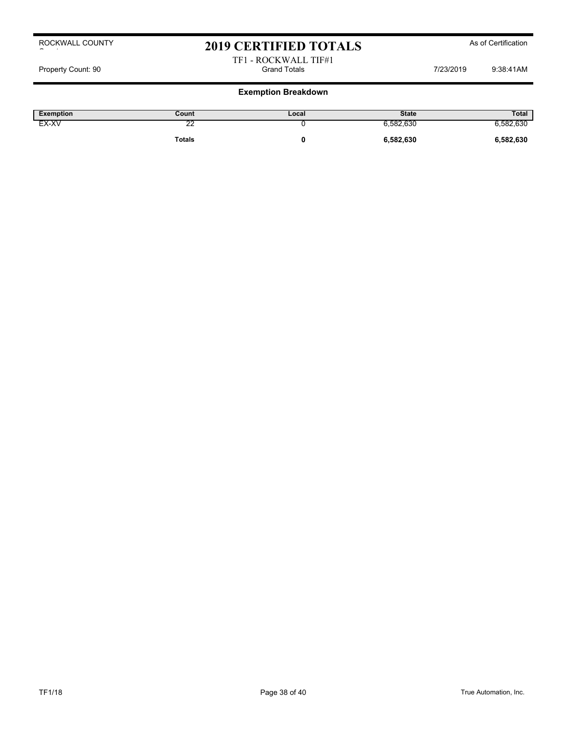ROCKWALL COUNTY

# 2019 CERTIFIED TOTALS

As of Certification

TF1 - ROCKWALL TIF#1

Property Count: 90 | Grand Totals | 7/23/2019 9:38:41AM

## Exemption Breakdown

| Exemption | Count | Local | State | Total |
|---|---|---|---|---|
| EX-XV | 22 | 0 | 6,582,630 | 6,582,630 |
| | **Totals** | **0** | **6,582,630** | **6,582,630** |

TF1/18

True Automation, Inc.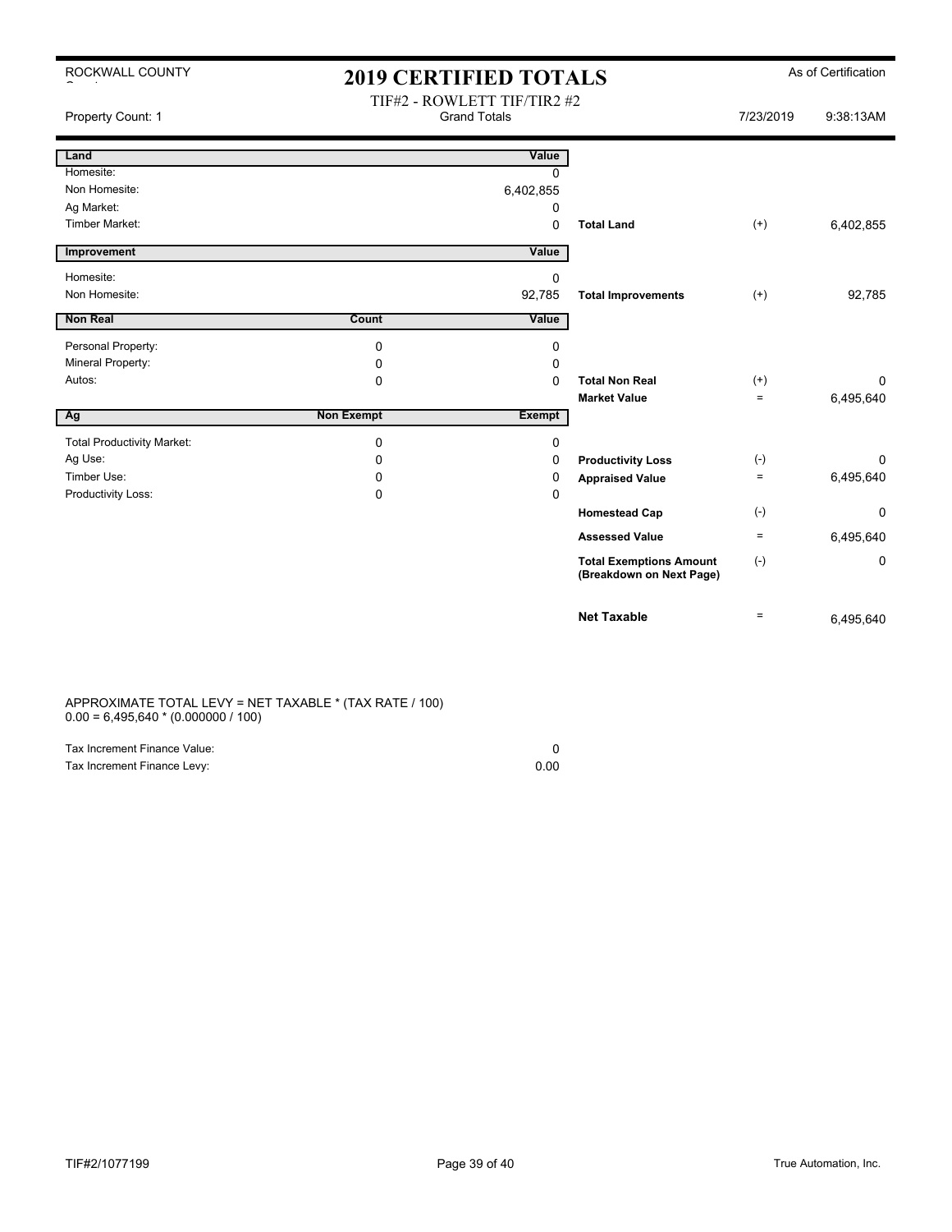ROCKWALL COUNTY

# 2019 CERTIFIED TOTALS

As of Certification

Property Count: 1

TIF#2 - ROWLETT TIF/TIR2 #2
Grand Totals

7/23/2019 9:38:13AM

| Land | | Value | | | |
|---|---|---|---|---|---|
| Homesite: | | 0 | | | |
| Non Homesite: | | 6,402,855 | | | |
| Ag Market: | | 0 | | | |
| Timber Market: | | 0 | **Total Land** | (+) | 6,402,855 |

| Improvement | | Value | | | |
|---|---|---|---|---|---|
| Homesite: | | 0 | | | |
| Non Homesite: | | 92,785 | **Total Improvements** | (+) | 92,785 |

| Non Real | Count | Value | | | |
|---|---|---|---|---|---|
| Personal Property: | 0 | 0 | | | |
| Mineral Property: | 0 | 0 | | | |
| Autos: | 0 | 0 | **Total Non Real** | (+) | 0 |
| | | | **Market Value** | = | 6,495,640 |

| Ag | Non Exempt | Exempt | | | |
|---|---|---|---|---|---|
| Total Productivity Market: | 0 | 0 | | | |
| Ag Use: | 0 | 0 | **Productivity Loss** | (-) | 0 |
| Timber Use: | 0 | 0 | **Appraised Value** | = | 6,495,640 |
| Productivity Loss: | 0 | 0 | | | |
| | | | **Homestead Cap** | (-) | 0 |
| | | | **Assessed Value** | = | 6,495,640 |
| | | | **Total Exemptions Amount (Breakdown on Next Page)** | (-) | 0 |
| | | | **Net Taxable** | = | 6,495,640 |

APPROXIMATE TOTAL LEVY = NET TAXABLE * (TAX RATE / 100)
0.00 = 6,495,640 * (0.000000 / 100)

| | |
|---|---|
| Tax Increment Finance Value: | 0 |
| Tax Increment Finance Levy: | 0.00 |

TIF#2/1077199

True Automation, Inc.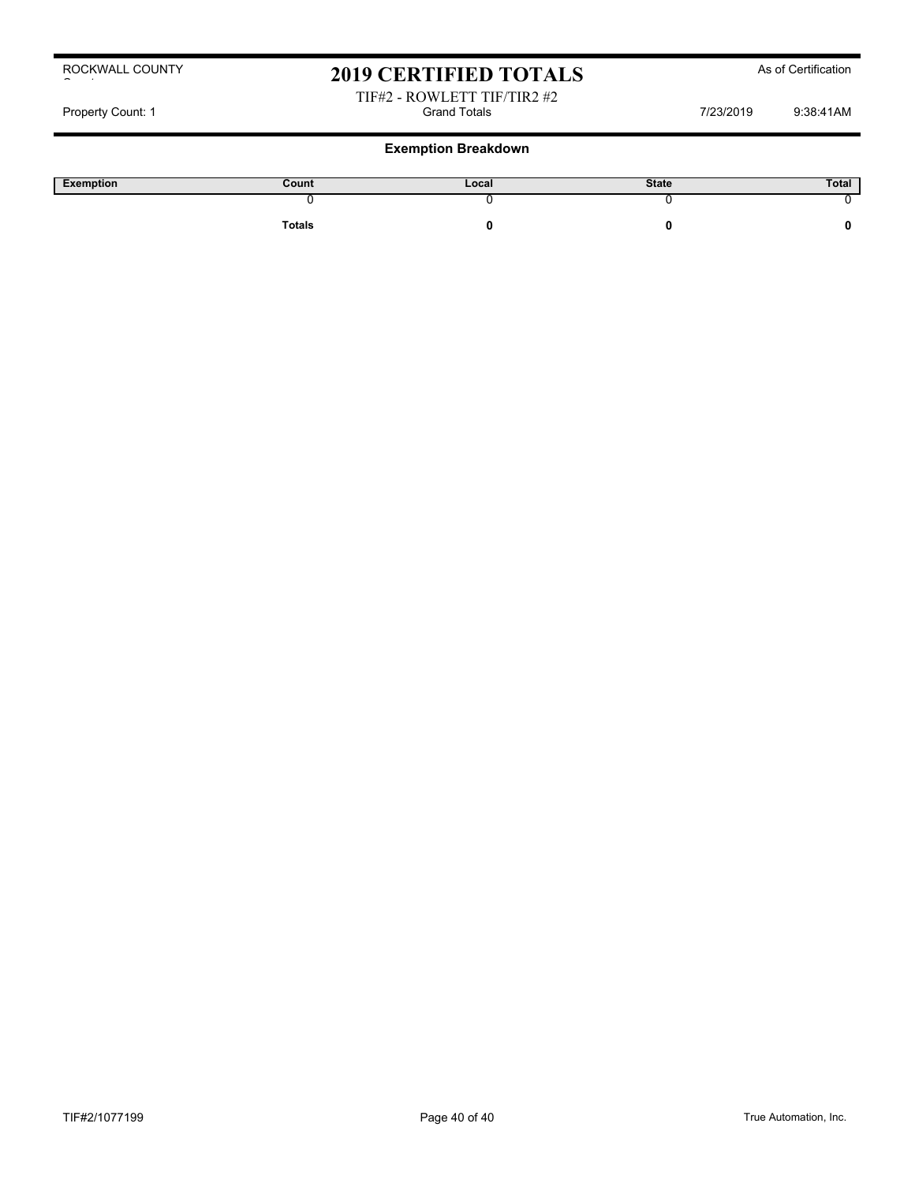ROCKWALL COUNTY

# 2019 CERTIFIED TOTALS

As of Certification

TIF#2 - ROWLETT TIF/TIR2 #2

Property Count: 1 | Grand Totals | 7/23/2019 9:38:41AM

## Exemption Breakdown

| Exemption | Count | Local | State | Total |
|---|---|---|---|---|
| | 0 | 0 | 0 | 0 |
| | **Totals** | **0** | **0** | **0** |

TIF#2/1077199

True Automation, Inc.